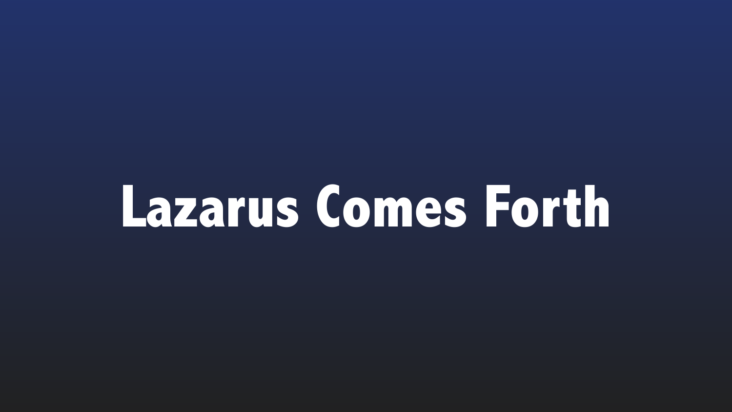# Lazarus Comes Forth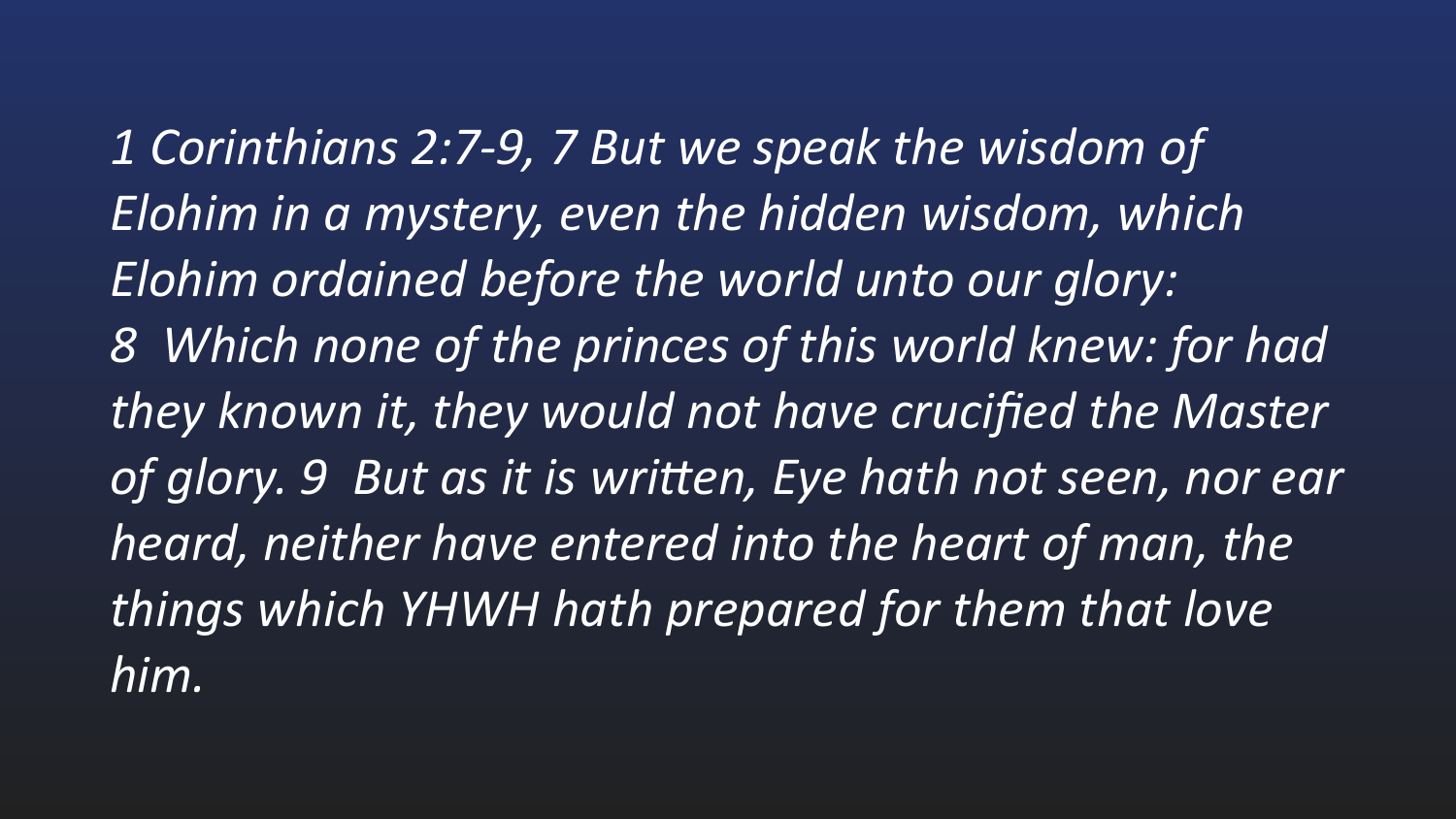*1 Corinthians 2:7-9, 7 But we speak the wisdom of Elohim in a mystery, even the hidden wisdom, which Elohim ordained before the world unto our glory: 8 Which none of the princes of this world knew: for had they known it, they would not have crucified the Master of glory. 9 But as it is written, Eye hath not seen, nor ear heard, neither have entered into the heart of man, the things which YHWH hath prepared for them that love him.*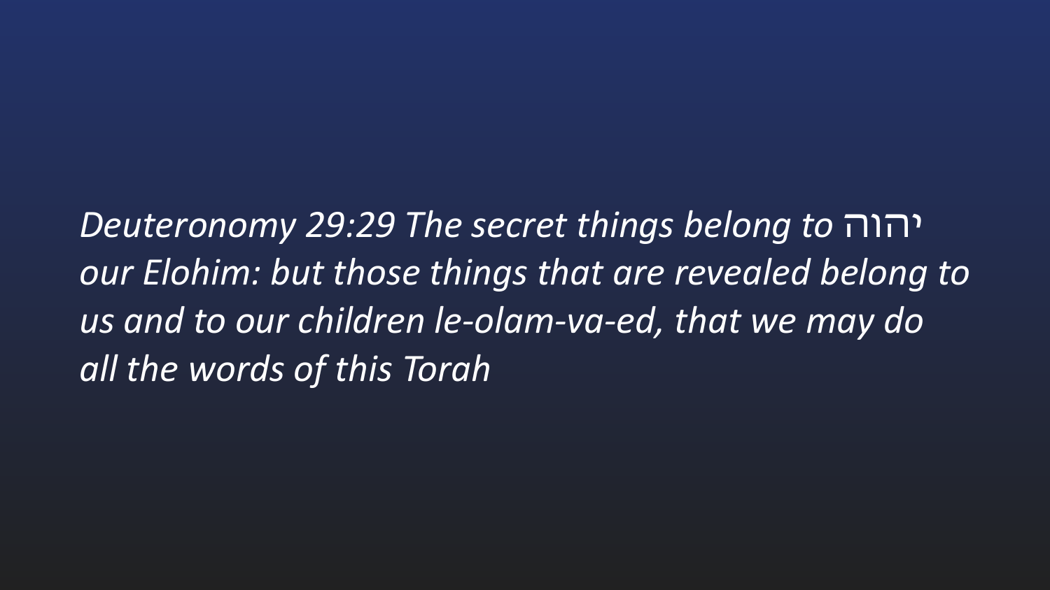*Deuteronomy 29:29 The secret things belong to יהוה our Elohim: but those things that are revealed belong to us and to our children le-olam-va-ed, that we may do all the words of this Torah*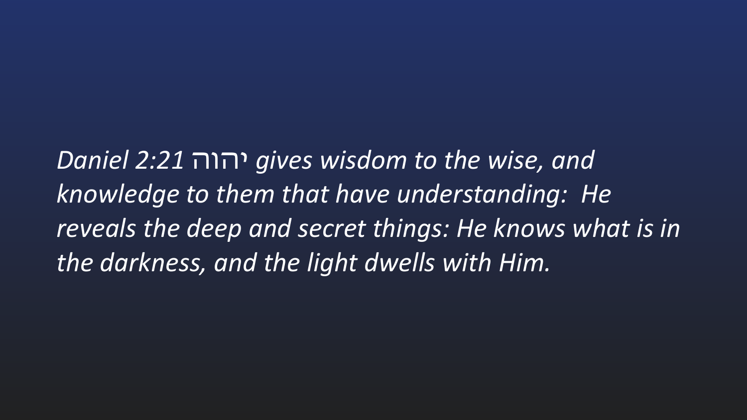*Daniel 2:21 יהוה gives wisdom to the wise, and knowledge to them that have understanding: He reveals the deep and secret things: He knows what is in the darkness, and the light dwells with Him.*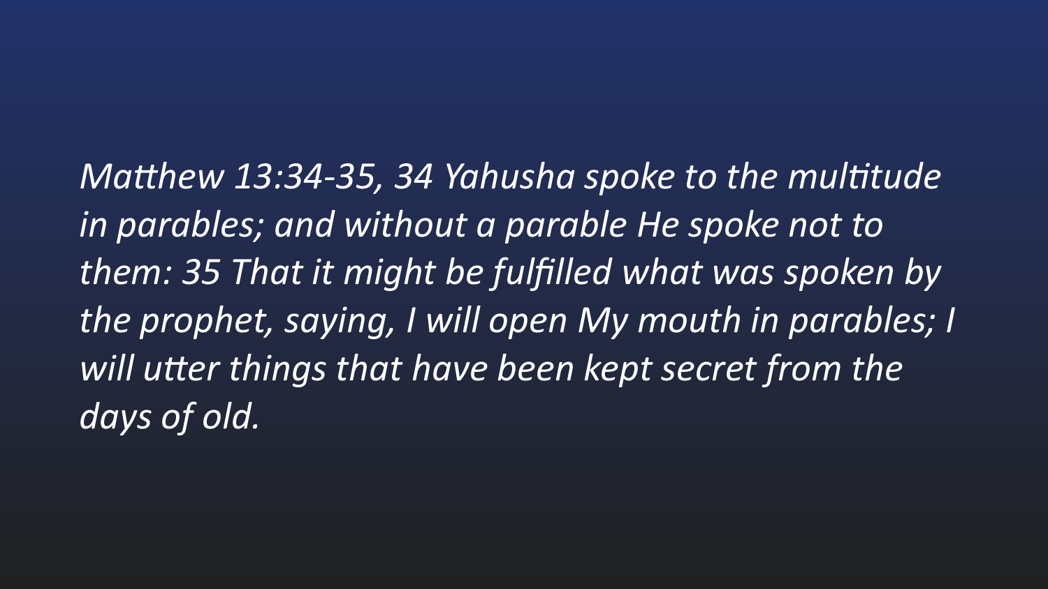*Matthew 13:34-35, 34 Yahusha spoke to the multitude in parables; and without a parable He spoke not to them: 35 That it might be fulfilled what was spoken by the prophet, saying, I will open My mouth in parables; I will utter things that have been kept secret from the days of old.*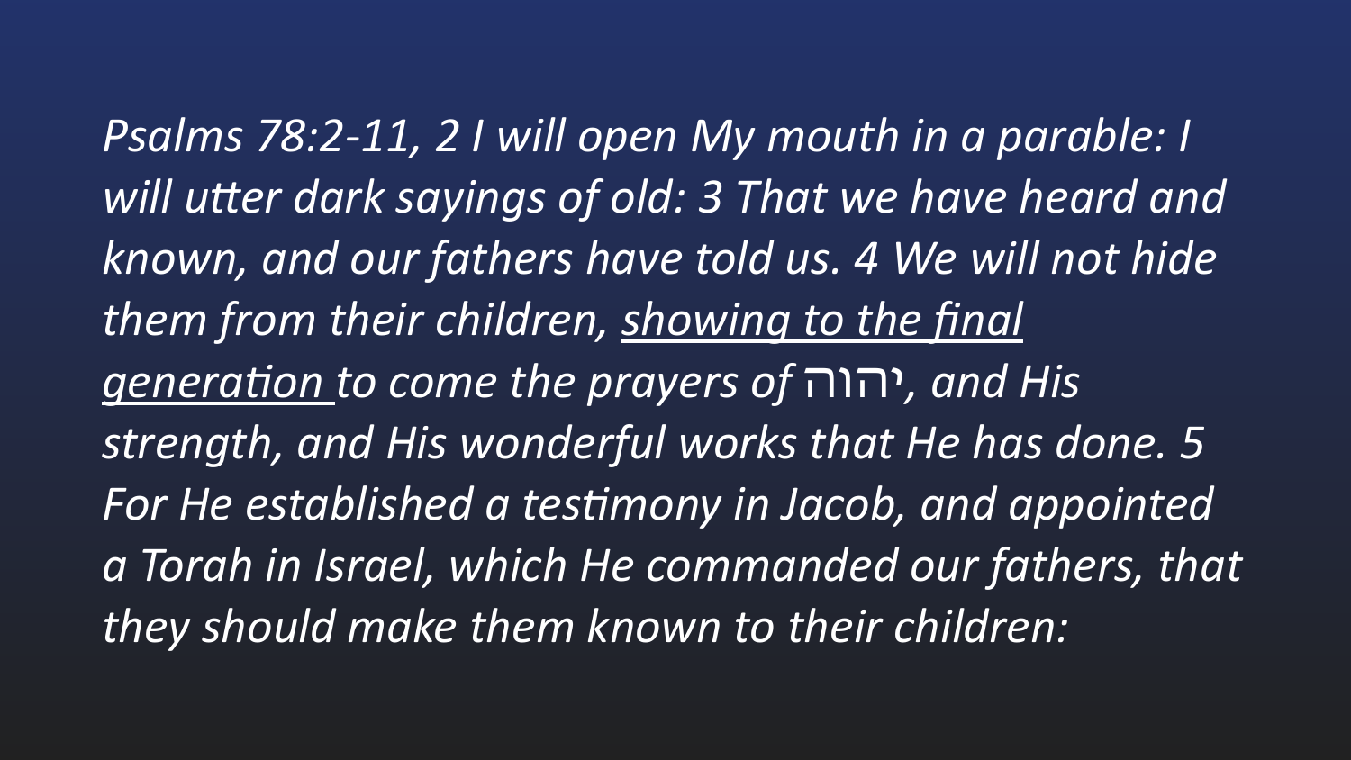*Psalms 78:2-11, 2 I will open My mouth in a parable: I will utter dark sayings of old: 3 That we have heard and known, and our fathers have told us. 4 We will not hide them from their children, <u>showing to the final generation</u> to come the prayers of יהוה, and His strength, and His wonderful works that He has done. 5 For He established a testimony in Jacob, and appointed a Torah in Israel, which He commanded our fathers, that they should make them known to their children:*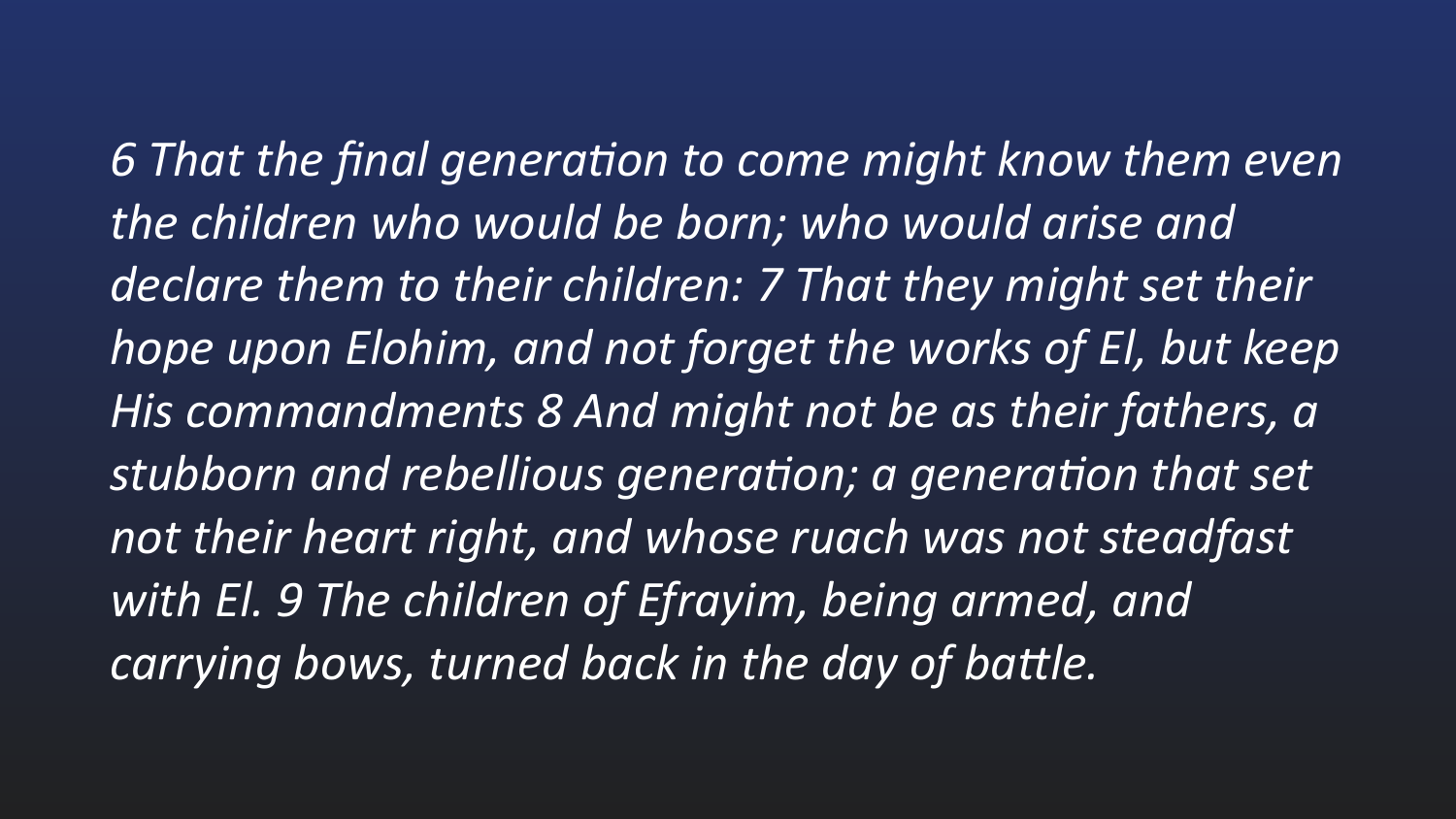*6 That the final generation to come might know them even the children who would be born; who would arise and declare them to their children: 7 That they might set their hope upon Elohim, and not forget the works of El, but keep His commandments 8 And might not be as their fathers, a stubborn and rebellious generation; a generation that set not their heart right, and whose ruach was not steadfast with El. 9 The children of Efrayim, being armed, and carrying bows, turned back in the day of battle.*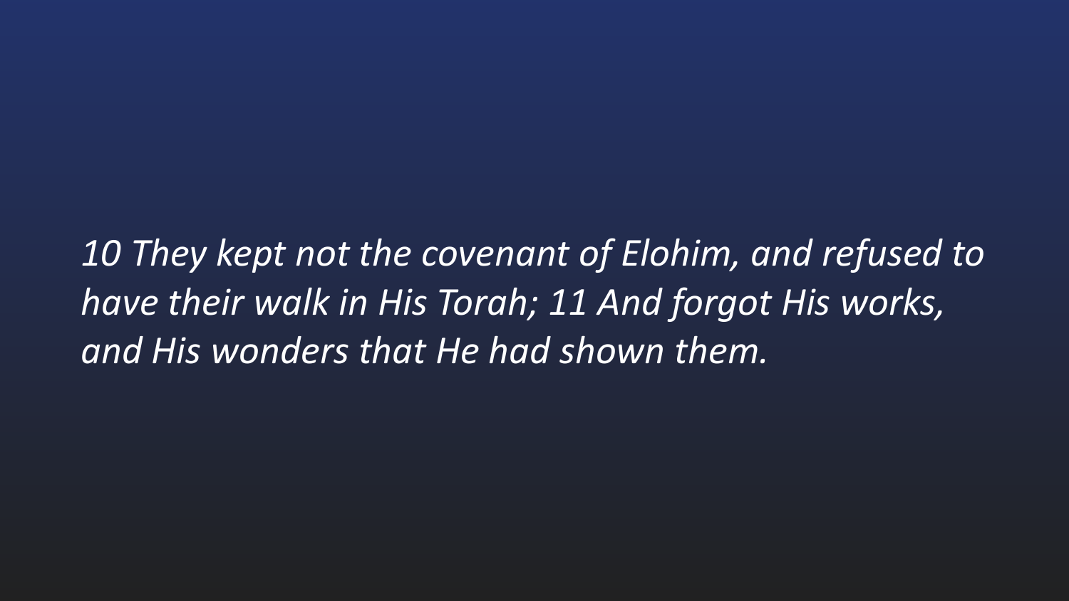*10 They kept not the covenant of Elohim, and refused to have their walk in His Torah; 11 And forgot His works, and His wonders that He had shown them.*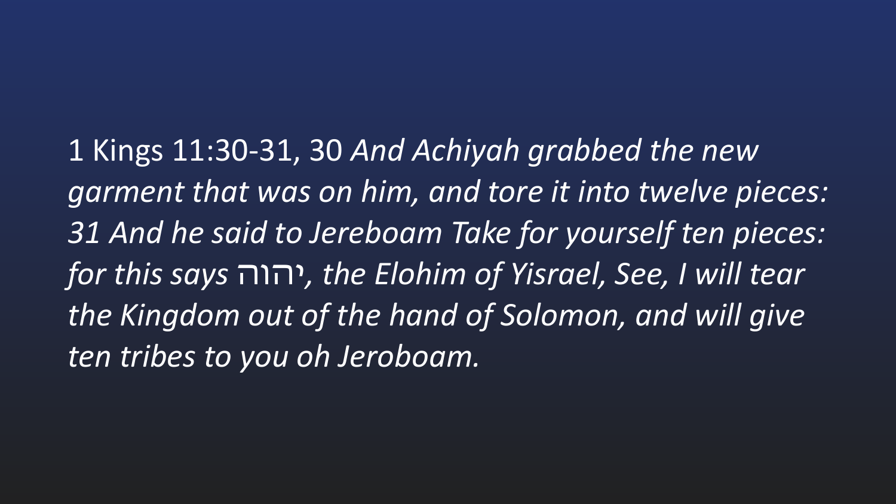1 Kings 11:30-31, 30 *And Achiyah grabbed the new garment that was on him, and tore it into twelve pieces: 31 And he said to Jereboam Take for yourself ten pieces: for this says יהוה, the Elohim of Yisrael, See, I will tear the Kingdom out of the hand of Solomon, and will give ten tribes to you oh Jeroboam.*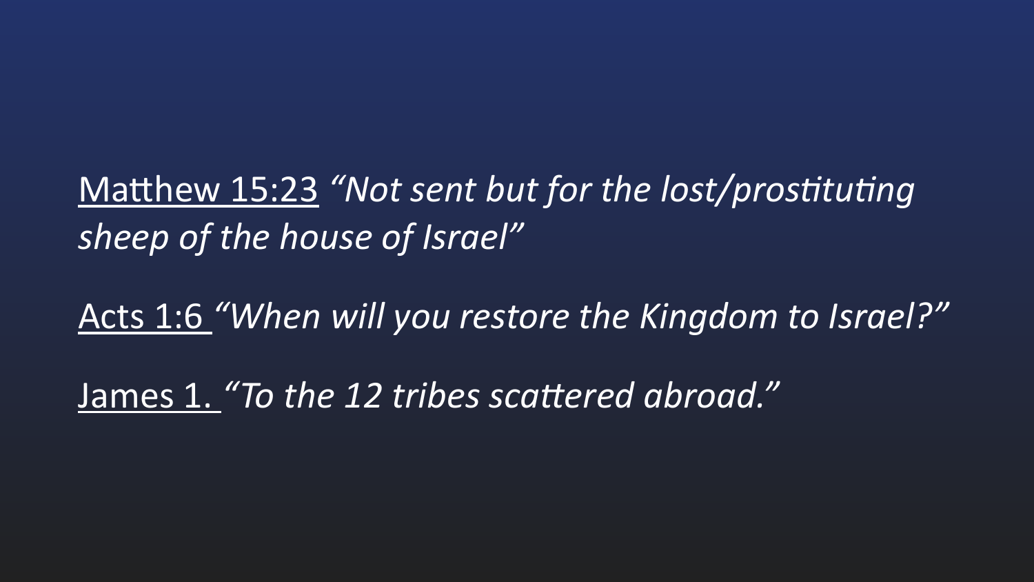Matthew 15:23 *"Not sent but for the lost/prostituting sheep of the house of Israel"*

Acts 1:6 *"When will you restore the Kingdom to Israel?"*

James 1. *"To the 12 tribes scattered abroad."*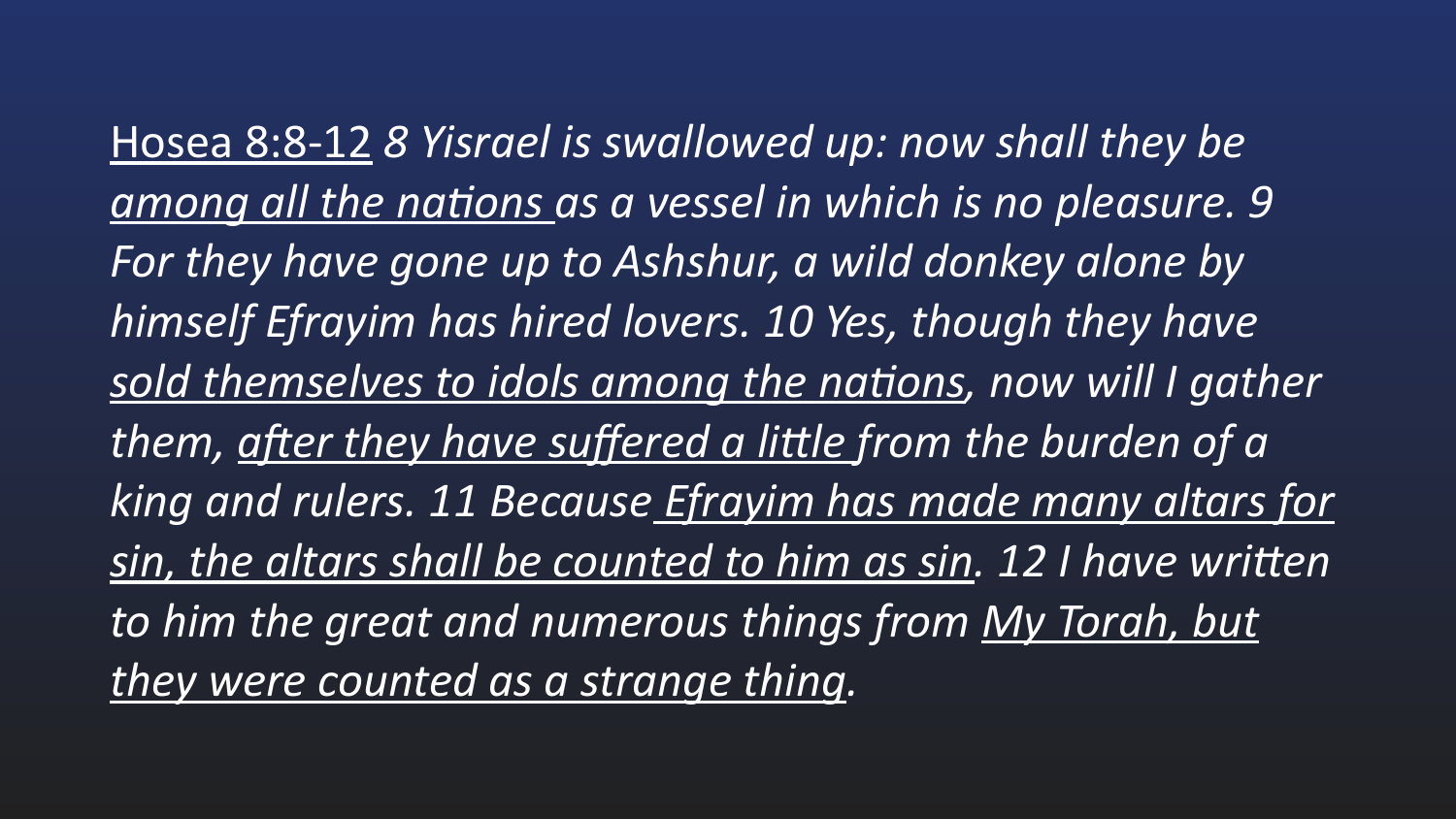<u>Hosea 8:8-12</u> *8 Yisrael is swallowed up: now shall they be <u>among all the nations</u> as a vessel in which is no pleasure. 9 For they have gone up to Ashshur, a wild donkey alone by himself Efrayim has hired lovers. 10 Yes, though they have <u>sold themselves to idols among the nations</u>, now will I gather them, <u>after they have suffered a little</u> from the burden of a king and rulers. 11 Because <u>Efrayim has made many altars for sin, the altars shall be counted to him as sin</u>. 12 I have written to him the great and numerous things from <u>My Torah, but they were counted as a strange thing</u>.*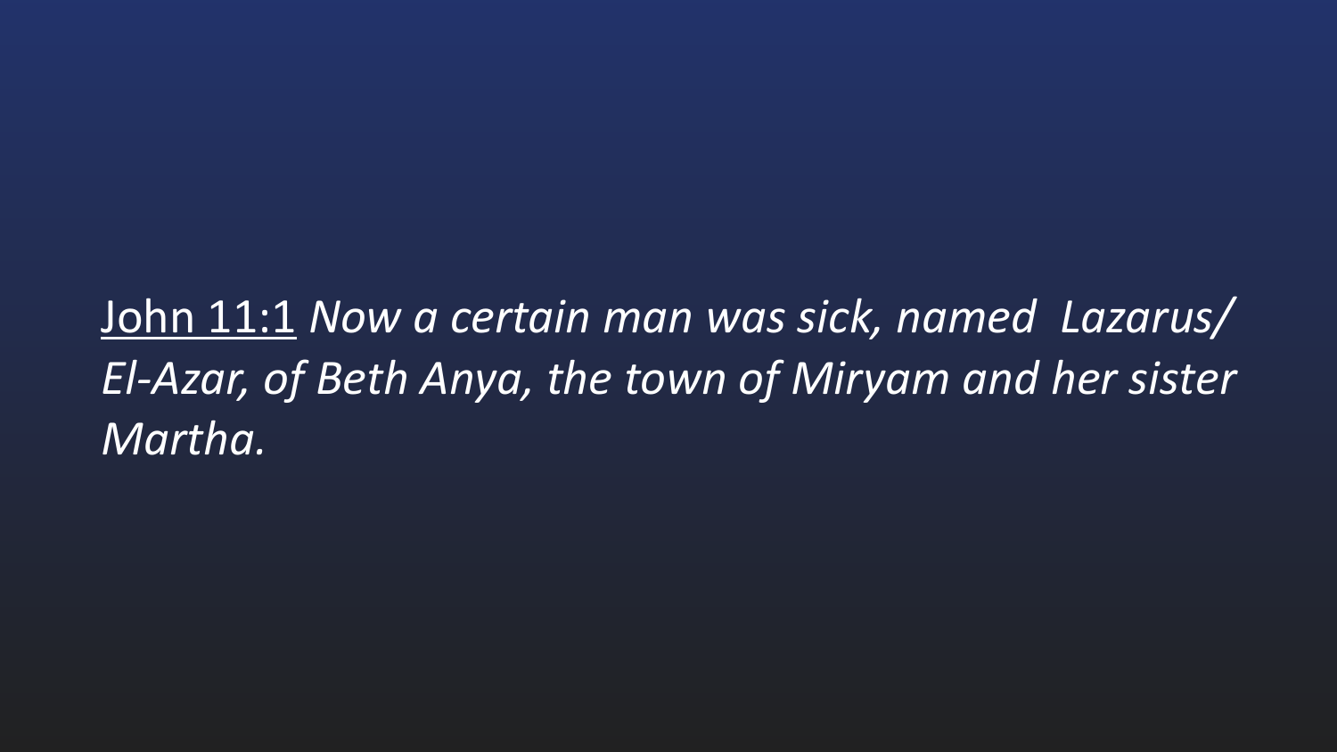<u>John 11:1</u> *Now a certain man was sick, named  Lazarus/ El-Azar, of Beth Anya, the town of Miryam and her sister Martha.*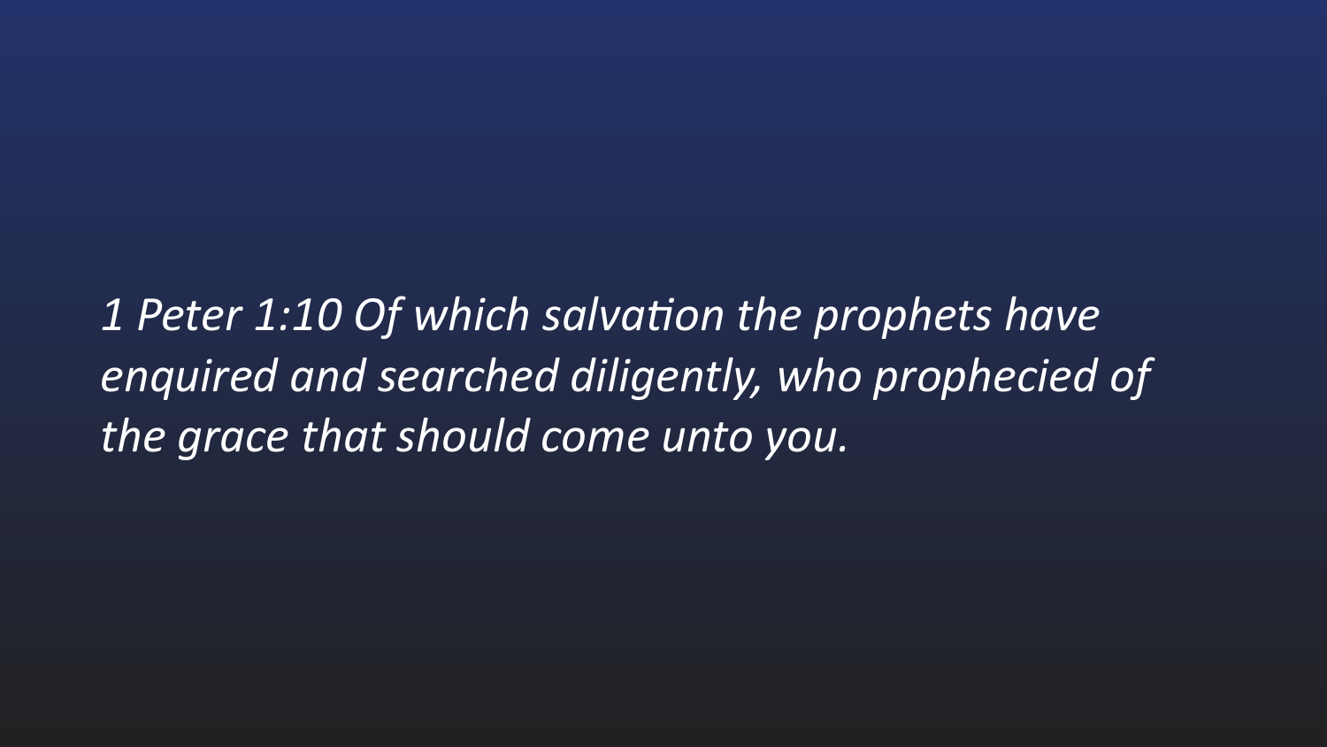*1 Peter 1:10 Of which salvation the prophets have enquired and searched diligently, who prophecied of the grace that should come unto you.*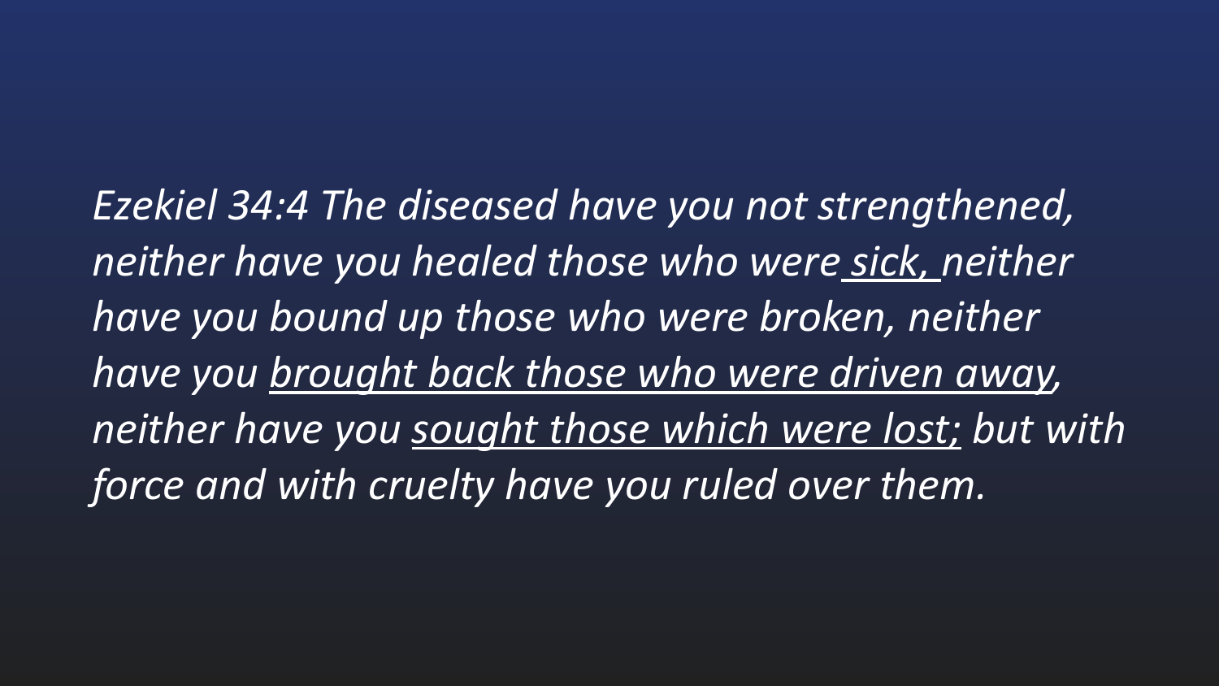*Ezekiel 34:4 The diseased have you not strengthened, neither have you healed those who were <u>sick,</u> neither have you bound up those who were broken, neither have you <u>brought back those who were driven away,</u> neither have you <u>sought those which were lost;</u> but with force and with cruelty have you ruled over them.*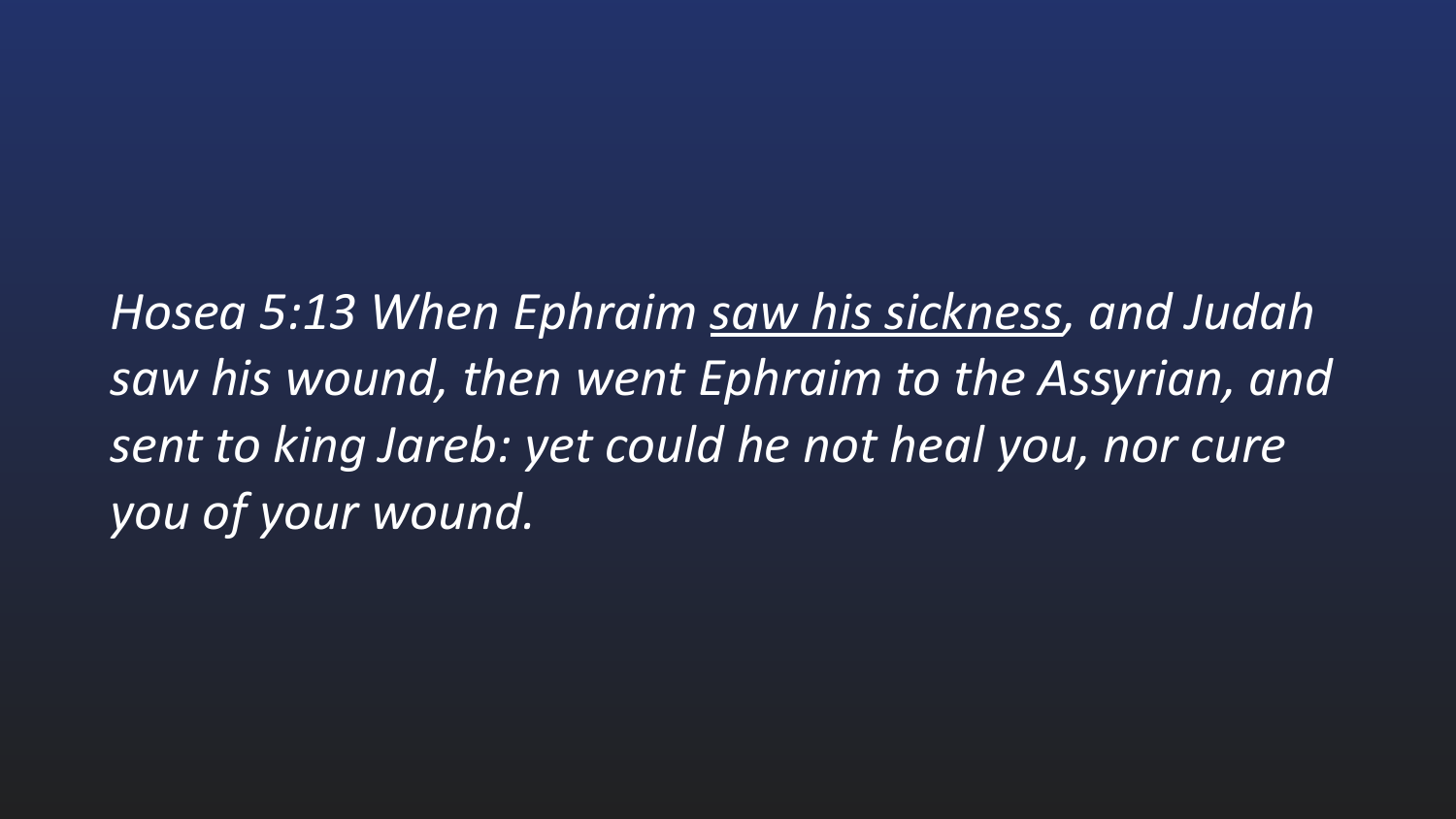*Hosea 5:13 When Ephraim <u>saw his sickness</u>, and Judah saw his wound, then went Ephraim to the Assyrian, and sent to king Jareb: yet could he not heal you, nor cure you of your wound.*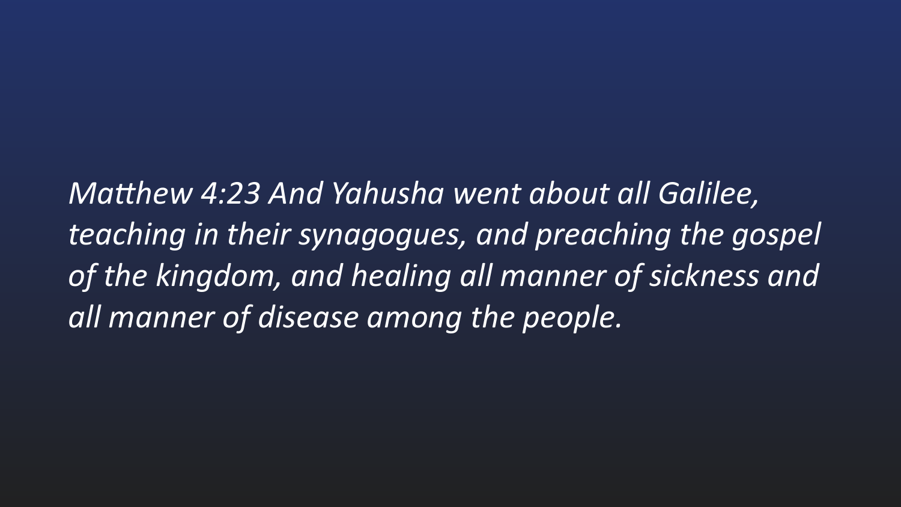*Matthew 4:23 And Yahusha went about all Galilee, teaching in their synagogues, and preaching the gospel of the kingdom, and healing all manner of sickness and all manner of disease among the people.*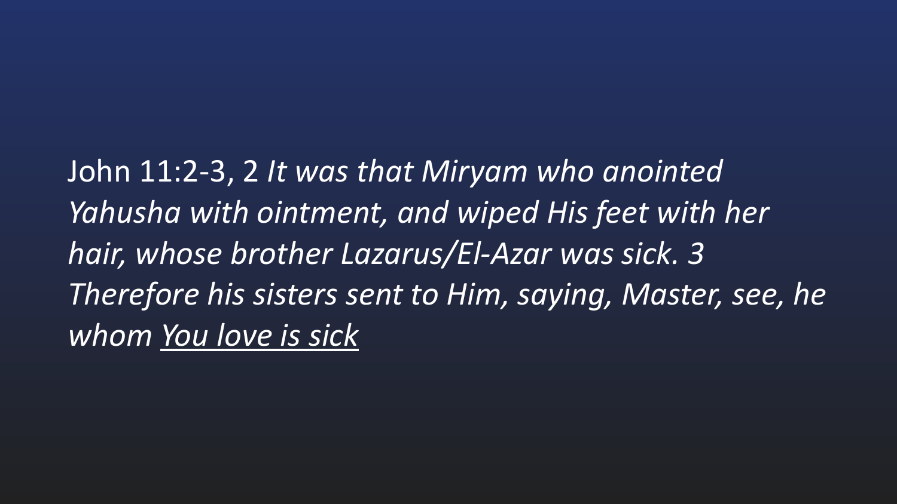John 11:2-3, 2 *It was that Miryam who anointed Yahusha with ointment, and wiped His feet with her hair, whose brother Lazarus/El-Azar was sick. 3 Therefore his sisters sent to Him, saying, Master, see, he whom <u>You love is sick</u>*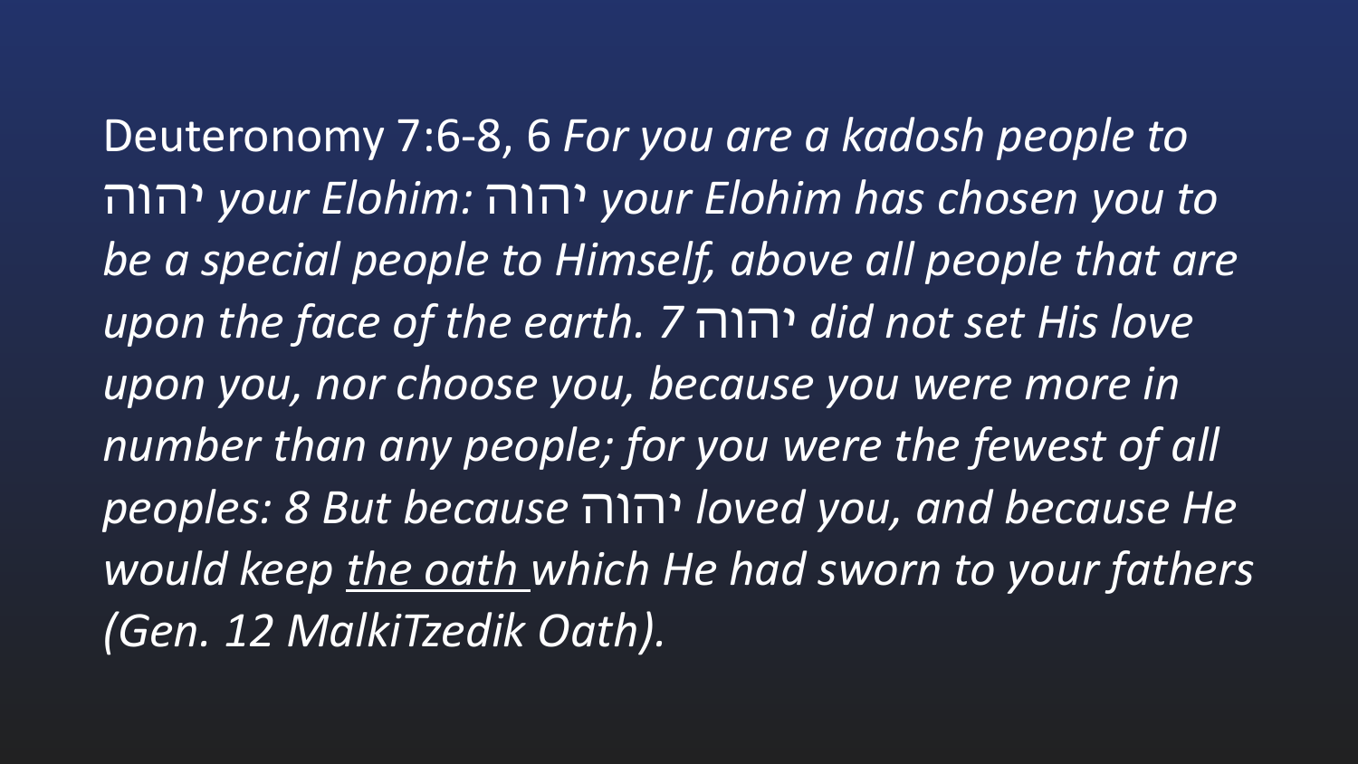Deuteronomy 7:6-8, 6 *For you are a kadosh people to* יהוה *your Elohim:* יהוה *your Elohim has chosen you to be a special people to Himself, above all people that are upon the face of the earth. 7* יהוה *did not set His love upon you, nor choose you, because you were more in number than any people; for you were the fewest of all peoples: 8 But because* יהוה *loved you, and because He would keep* <u>*the oath*</u> *which He had sworn to your fathers (Gen. 12 MalkiTzedik Oath).*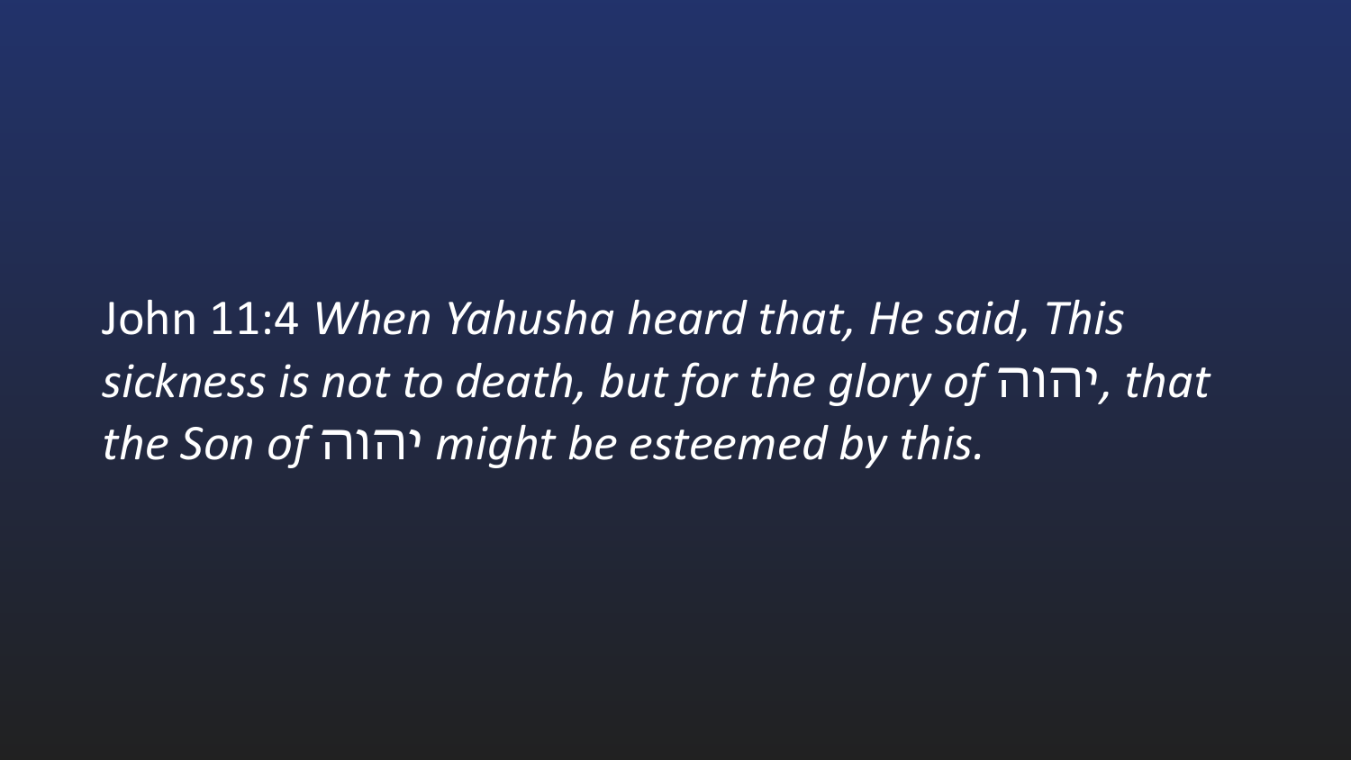John 11:4 *When Yahusha heard that, He said, This sickness is not to death, but for the glory of* יהוה*, that the Son of* יהוה *might be esteemed by this.*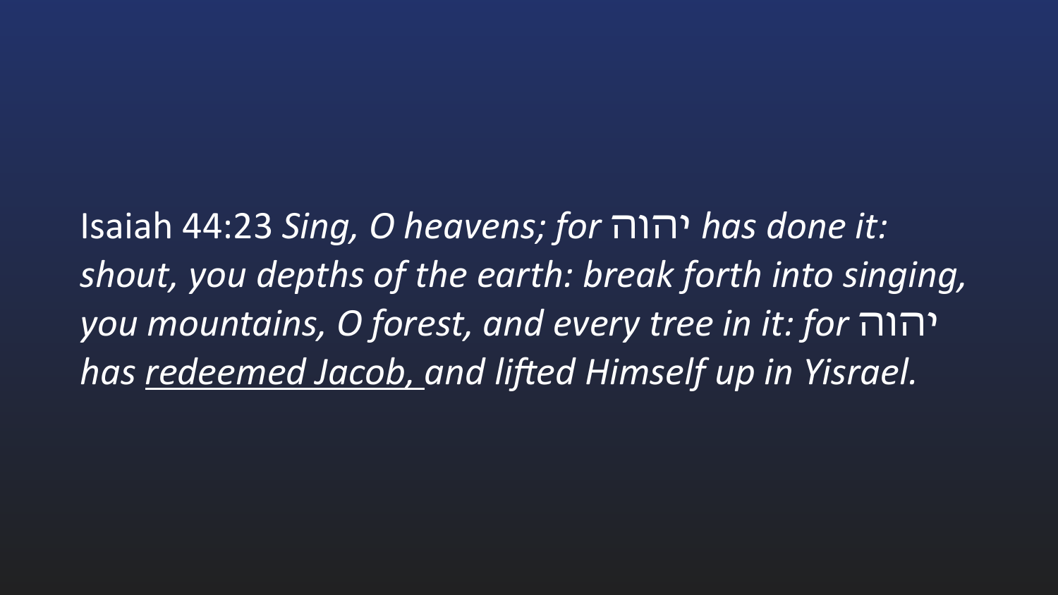Isaiah 44:23 *Sing, O heavens; for* יהוה *has done it: shout, you depths of the earth: break forth into singing, you mountains, O forest, and every tree in it: for* יהוה *has <u>redeemed Jacob,</u> and lifted Himself up in Yisrael.*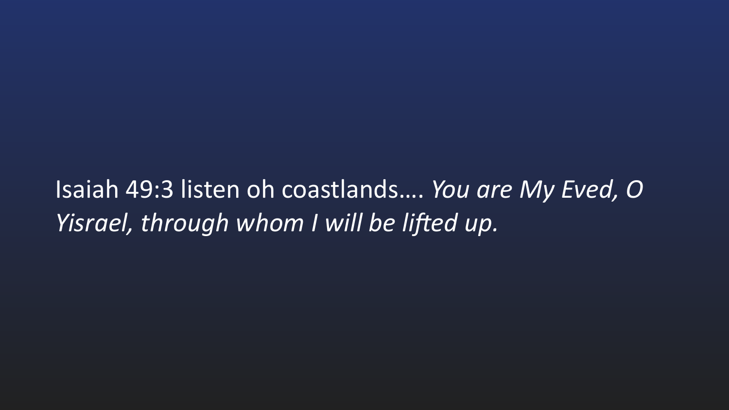Isaiah 49:3 listen oh coastlands…. *You are My Eved, O Yisrael, through whom I will be lifted up.*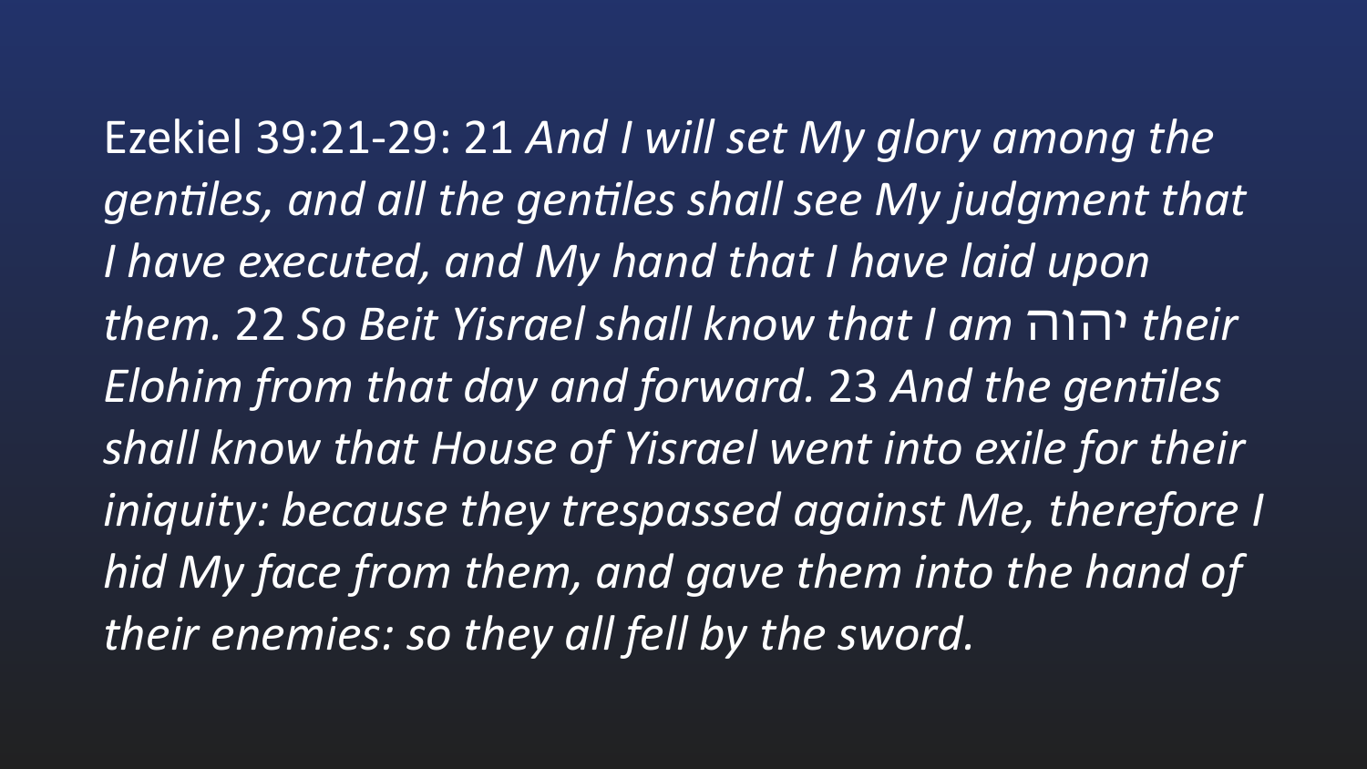Ezekiel 39:21-29: 21 *And I will set My glory among the gentiles, and all the gentiles shall see My judgment that I have executed, and My hand that I have laid upon them.* 22 *So Beit Yisrael shall know that I am* יהוה *their Elohim from that day and forward.* 23 *And the gentiles shall know that House of Yisrael went into exile for their iniquity: because they trespassed against Me, therefore I hid My face from them, and gave them into the hand of their enemies: so they all fell by the sword.*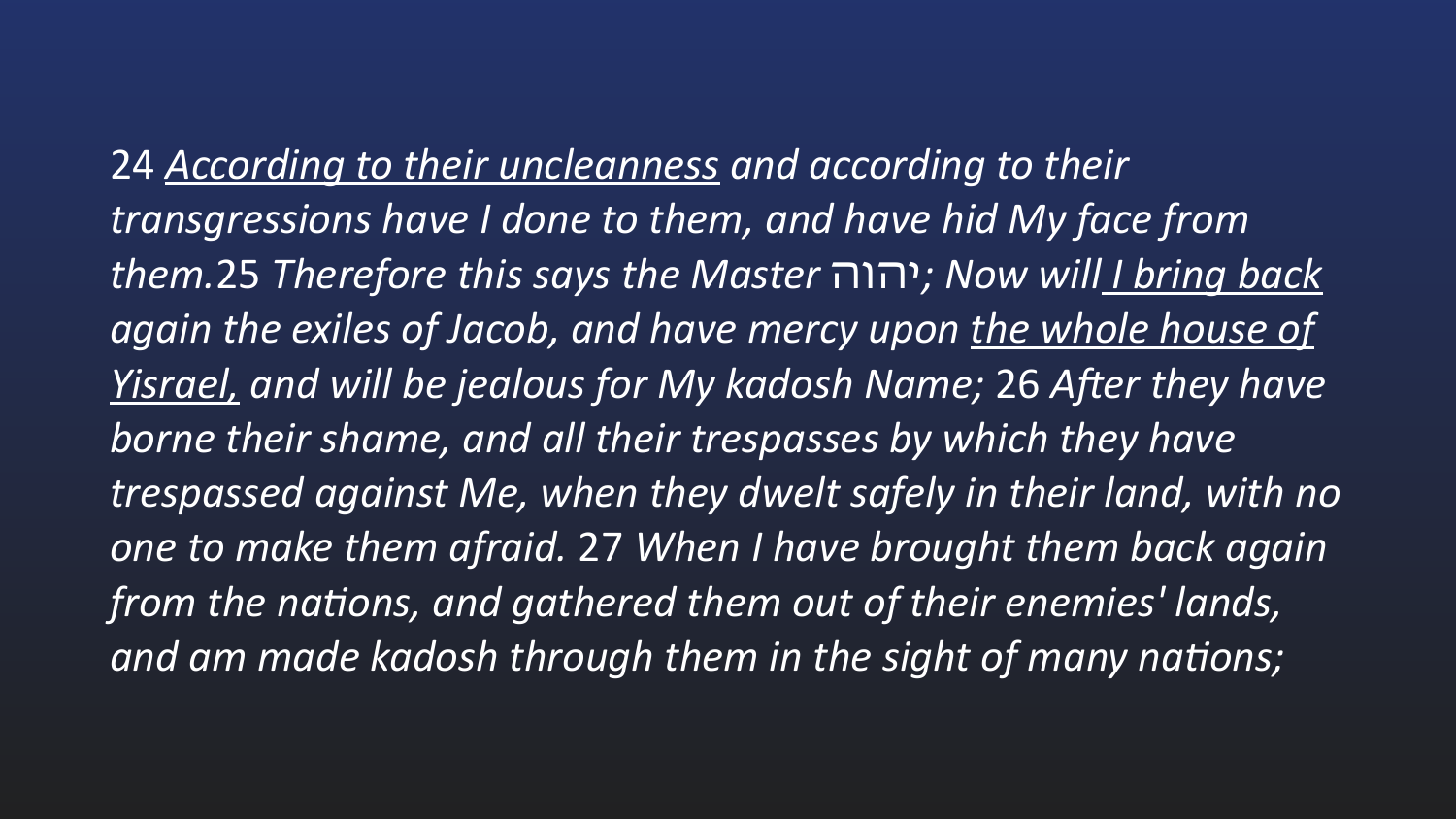24 *<u>According to their uncleanness</u> and according to their transgressions have I done to them, and have hid My face from them.*25 *Therefore this says the Master* יהוה*; Now will <u>I bring back</u> again the exiles of Jacob, and have mercy upon <u>the whole house of Yisrael,</u> and will be jealous for My kadosh Name;* 26 *After they have borne their shame, and all their trespasses by which they have trespassed against Me, when they dwelt safely in their land, with no one to make them afraid.* 27 *When I have brought them back again from the nations, and gathered them out of their enemies' lands, and am made kadosh through them in the sight of many nations;*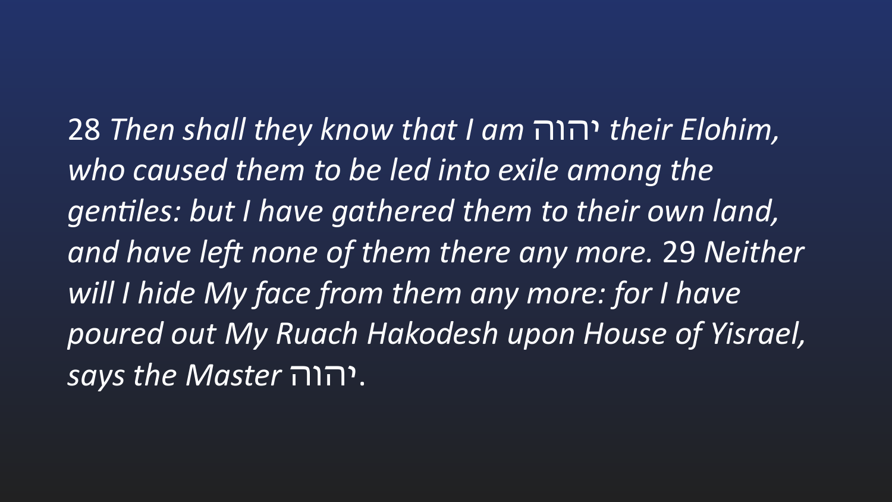28 *Then shall they know that I am* יהוה *their Elohim, who caused them to be led into exile among the gentiles: but I have gathered them to their own land, and have left none of them there any more.* 29 *Neither will I hide My face from them any more: for I have poured out My Ruach Hakodesh upon House of Yisrael, says the Master* יהוה.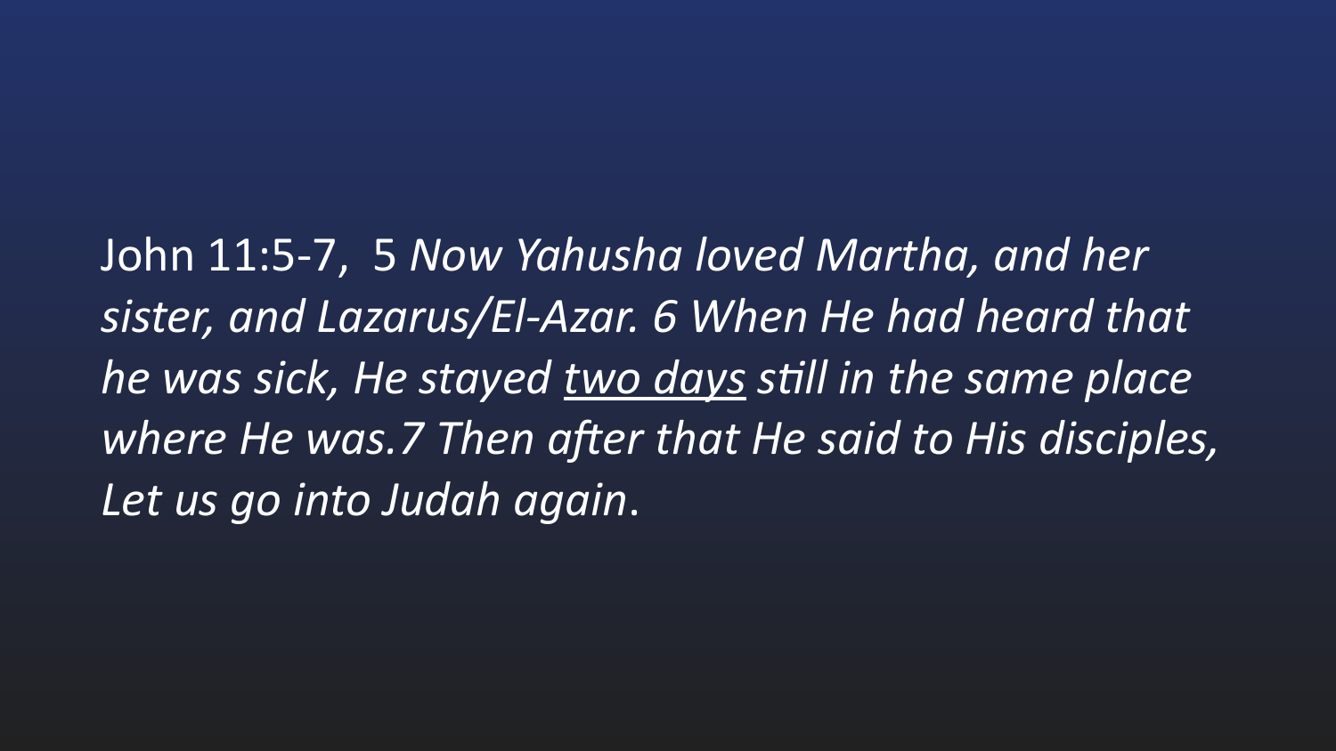John 11:5-7, 5 *Now Yahusha loved Martha, and her sister, and Lazarus/El-Azar. 6 When He had heard that he was sick, He stayed <u>two days</u> still in the same place where He was.7 Then after that He said to His disciples, Let us go into Judah again*.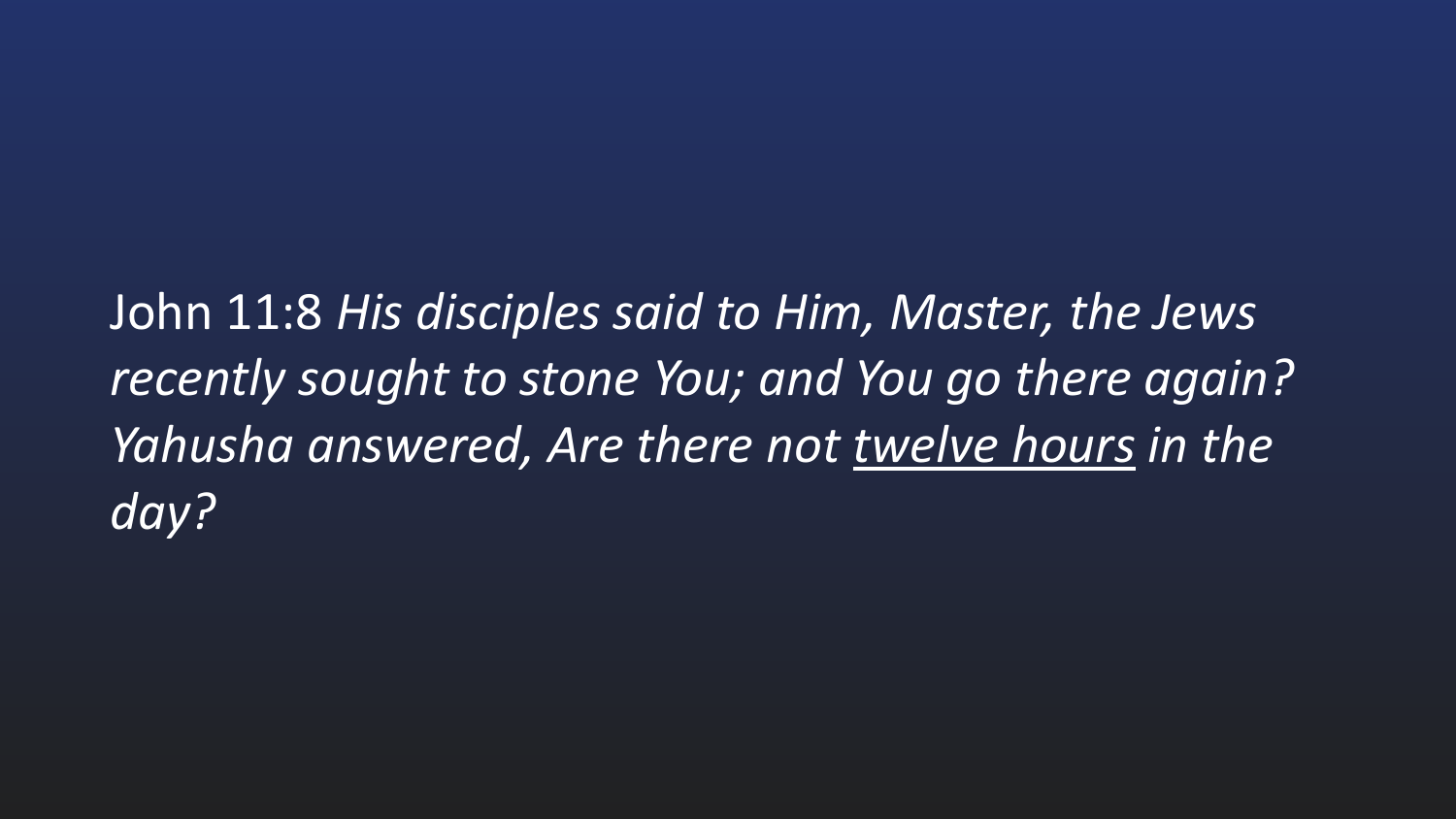John 11:8 *His disciples said to Him, Master, the Jews recently sought to stone You; and You go there again? Yahusha answered, Are there not <u>twelve hours</u> in the day?*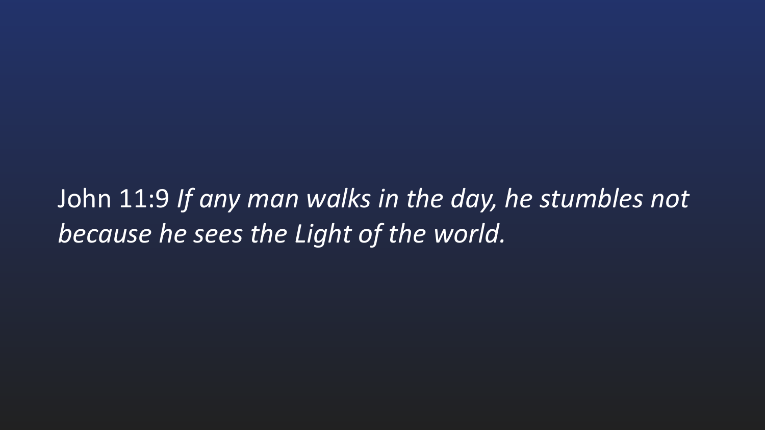John 11:9 *If any man walks in the day, he stumbles not because he sees the Light of the world.*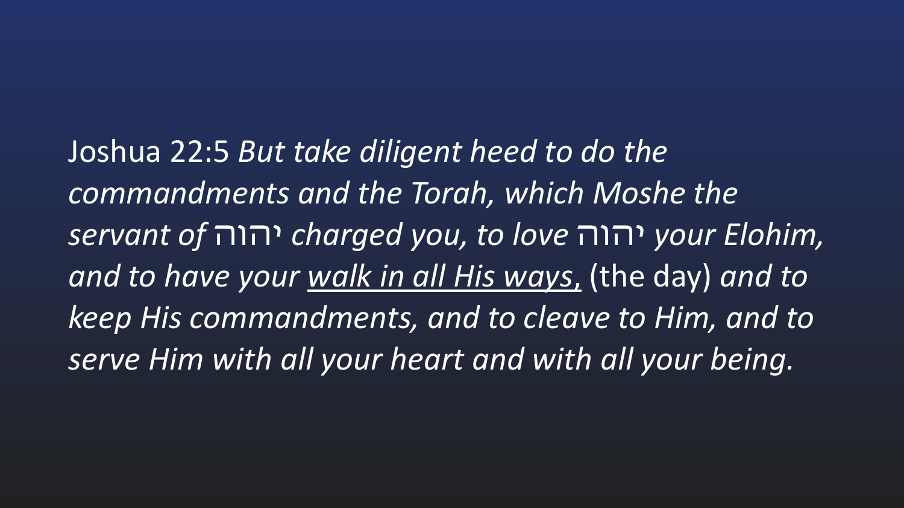Joshua 22:5 *But take diligent heed to do the commandments and the Torah, which Moshe the servant of* יהוה *charged you, to love* יהוה *your Elohim, and to have your <u>walk in all His ways,</u>* (the day) *and to keep His commandments, and to cleave to Him, and to serve Him with all your heart and with all your being.*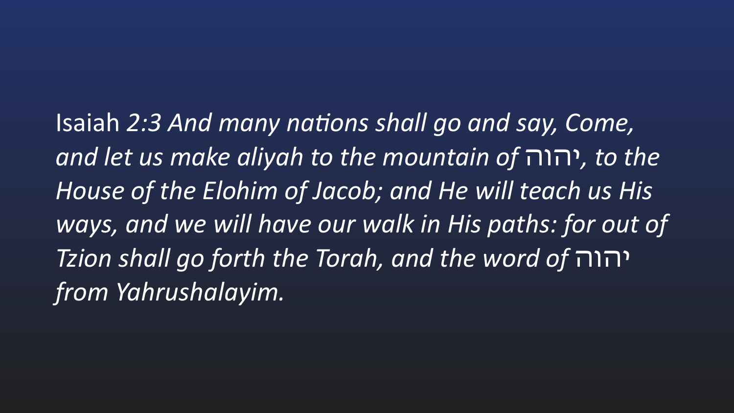Isaiah *2:3 And many nations shall go and say, Come, and let us make aliyah to the mountain of* יהוה*, to the House of the Elohim of Jacob; and He will teach us His ways, and we will have our walk in His paths: for out of Tzion shall go forth the Torah, and the word of* יהוה *from Yahrushalayim.*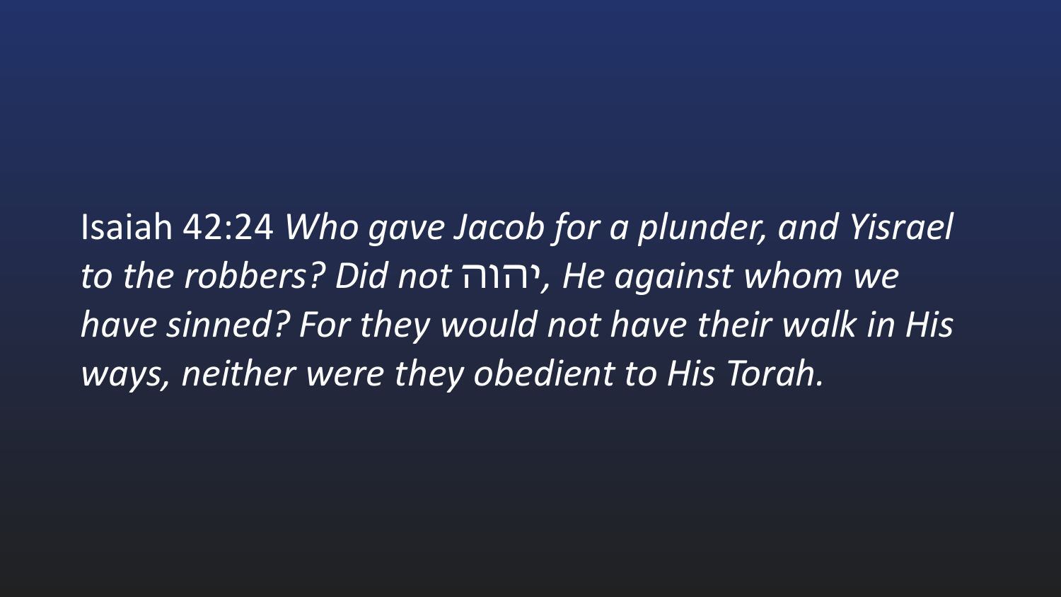Isaiah 42:24 *Who gave Jacob for a plunder, and Yisrael to the robbers? Did not* יהוה*, He against whom we have sinned? For they would not have their walk in His ways, neither were they obedient to His Torah.*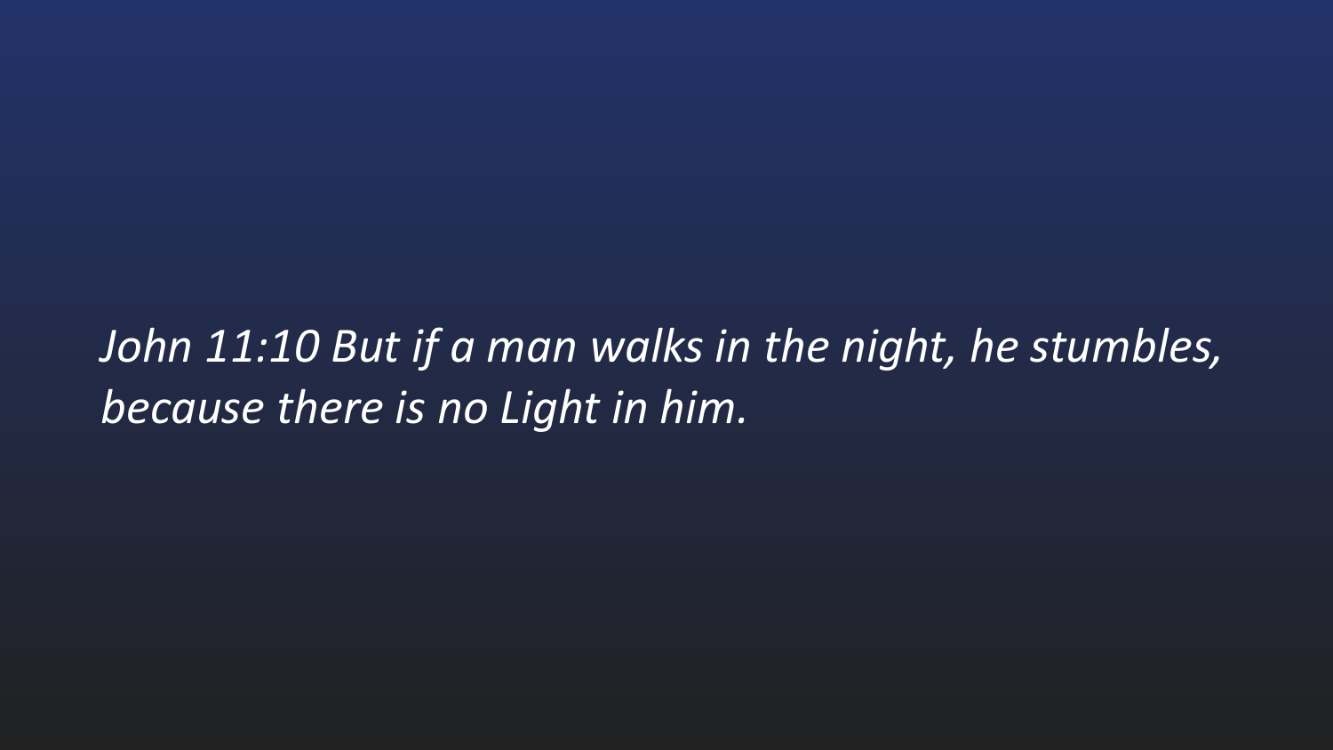*John 11:10 But if a man walks in the night, he stumbles, because there is no Light in him.*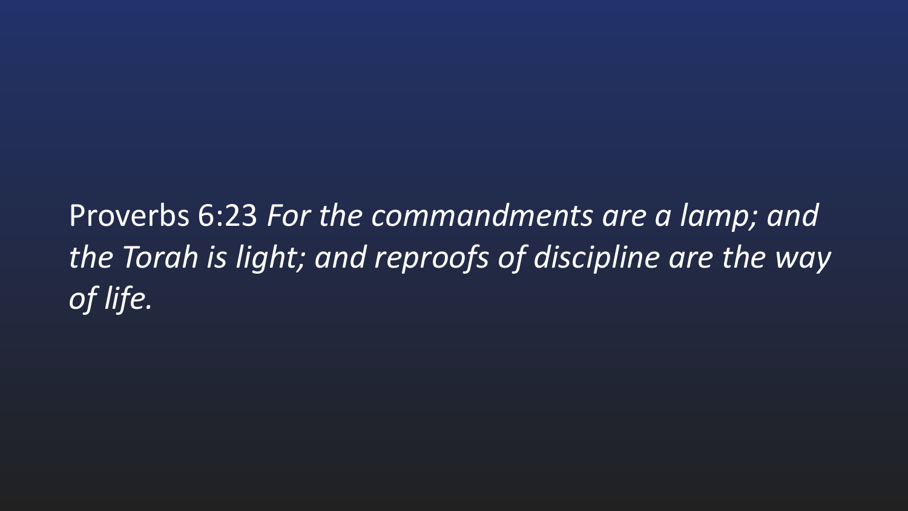Proverbs 6:23 *For the commandments are a lamp; and the Torah is light; and reproofs of discipline are the way of life.*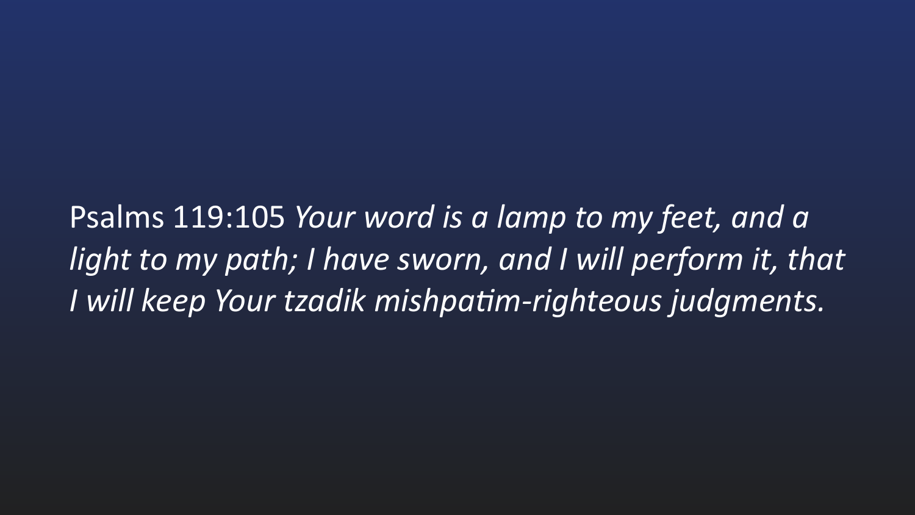Psalms 119:105 *Your word is a lamp to my feet, and a light to my path; I have sworn, and I will perform it, that I will keep Your tzadik mishpatim-righteous judgments.*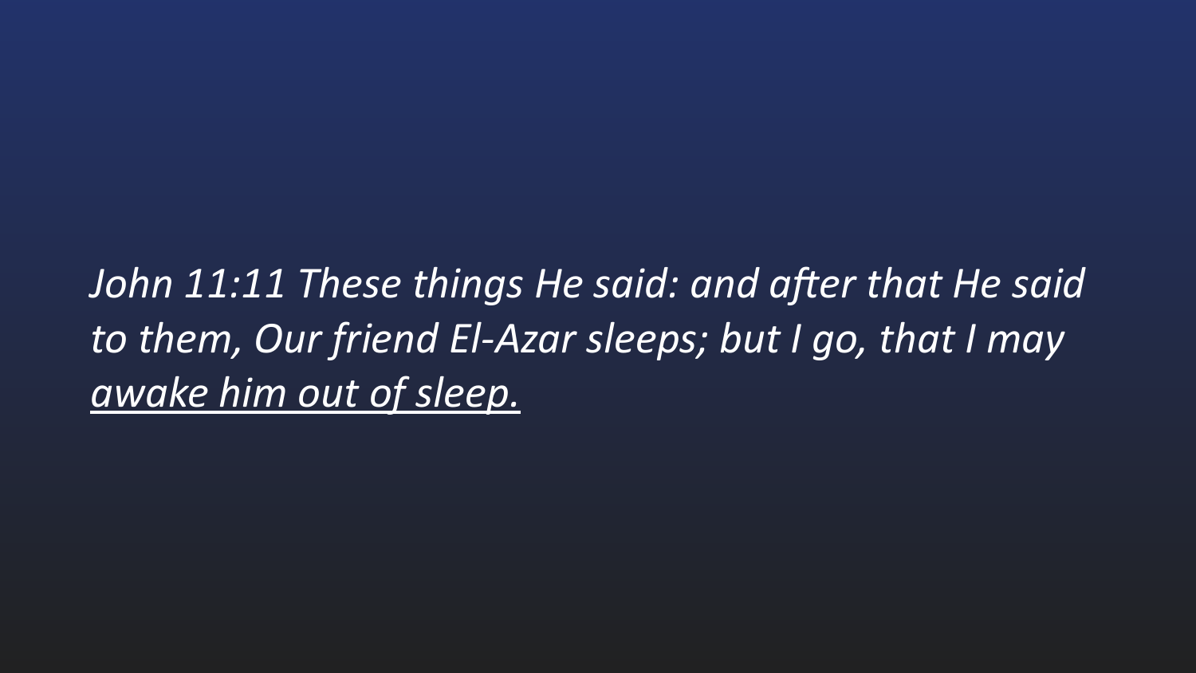*John 11:11 These things He said: and after that He said to them, Our friend El-Azar sleeps; but I go, that I may <u>awake him out of sleep.</u>*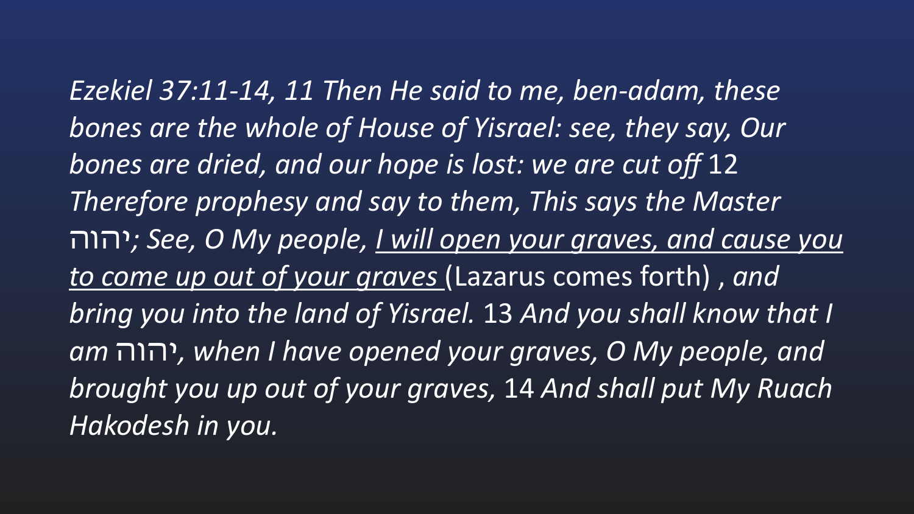*Ezekiel 37:11-14, 11 Then He said to me, ben-adam, these bones are the whole of House of Yisrael: see, they say, Our bones are dried, and our hope is lost: we are cut off* 12 *Therefore prophesy and say to them, This says the Master* יהוה*; See, O My people, <u>I will open your graves, and cause you to come up out of your graves</u>* (Lazarus comes forth) , *and bring you into the land of Yisrael.* 13 *And you shall know that I am* יהוה*, when I have opened your graves, O My people, and brought you up out of your graves,* 14 *And shall put My Ruach Hakodesh in you.*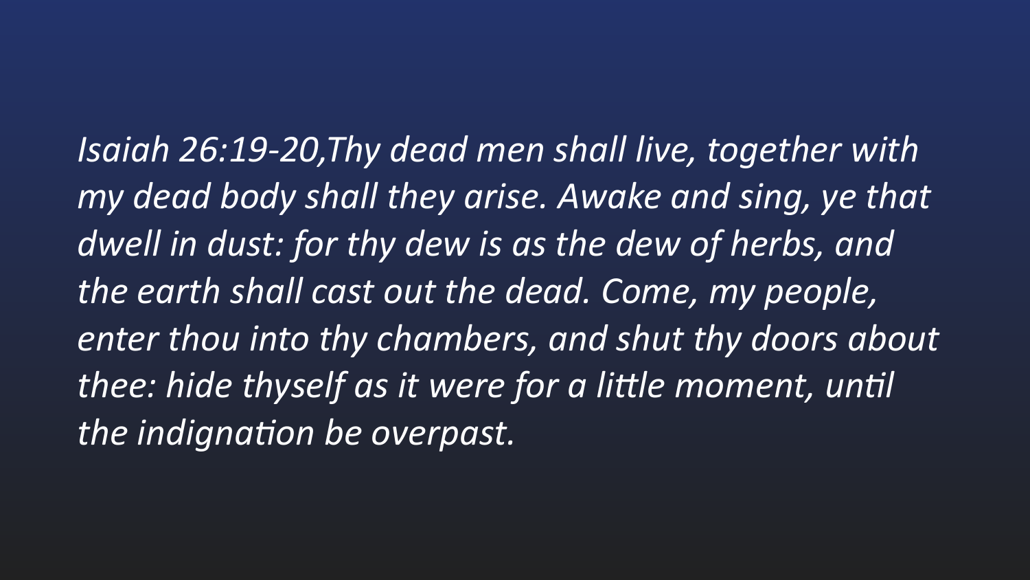*Isaiah 26:19-20,Thy dead men shall live, together with my dead body shall they arise. Awake and sing, ye that dwell in dust: for thy dew is as the dew of herbs, and the earth shall cast out the dead. Come, my people, enter thou into thy chambers, and shut thy doors about thee: hide thyself as it were for a little moment, until the indignation be overpast.*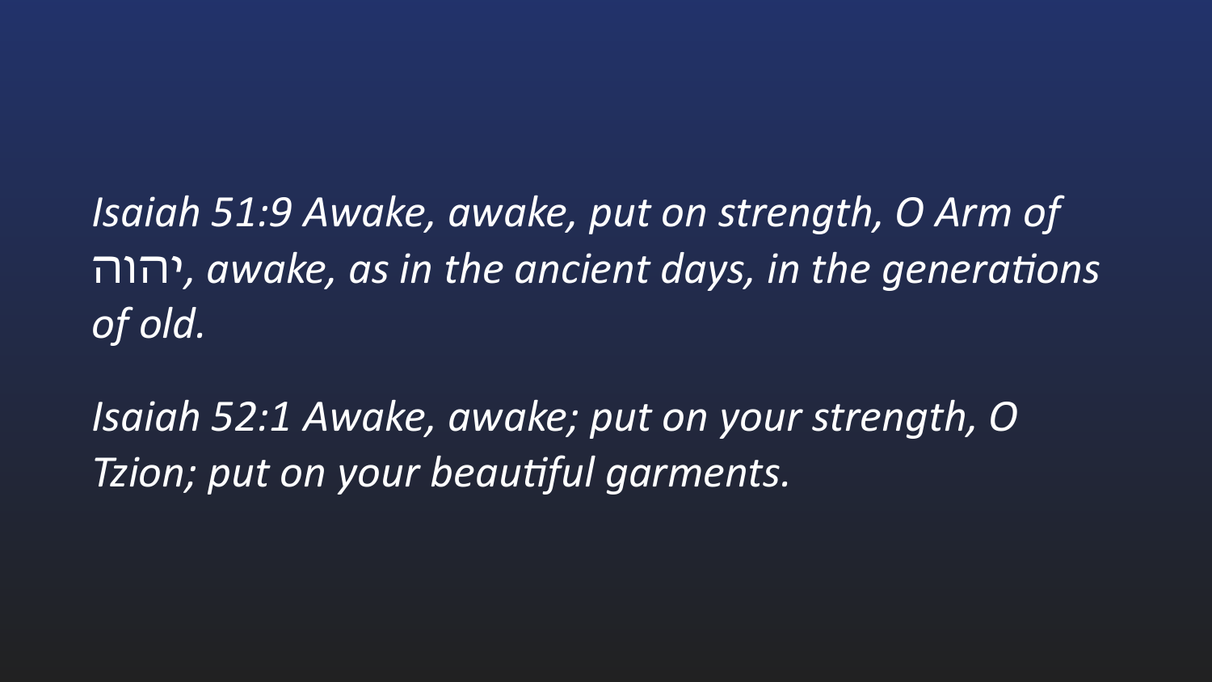*Isaiah 51:9 Awake, awake, put on strength, O Arm of* יהוה*, awake, as in the ancient days, in the generations of old.*

*Isaiah 52:1 Awake, awake; put on your strength, O Tzion; put on your beautiful garments.*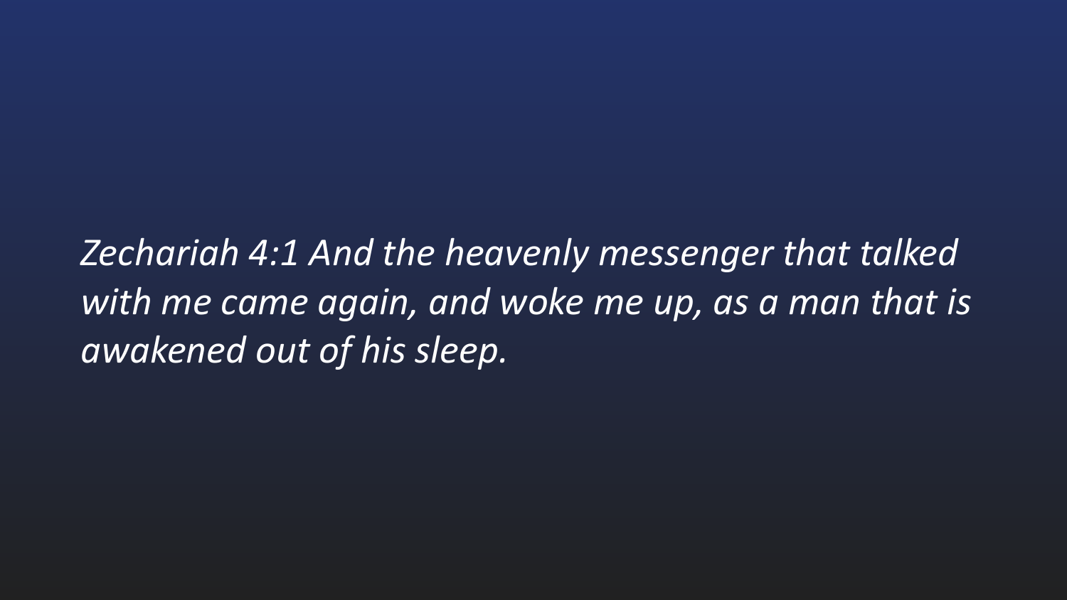*Zechariah 4:1 And the heavenly messenger that talked with me came again, and woke me up, as a man that is awakened out of his sleep.*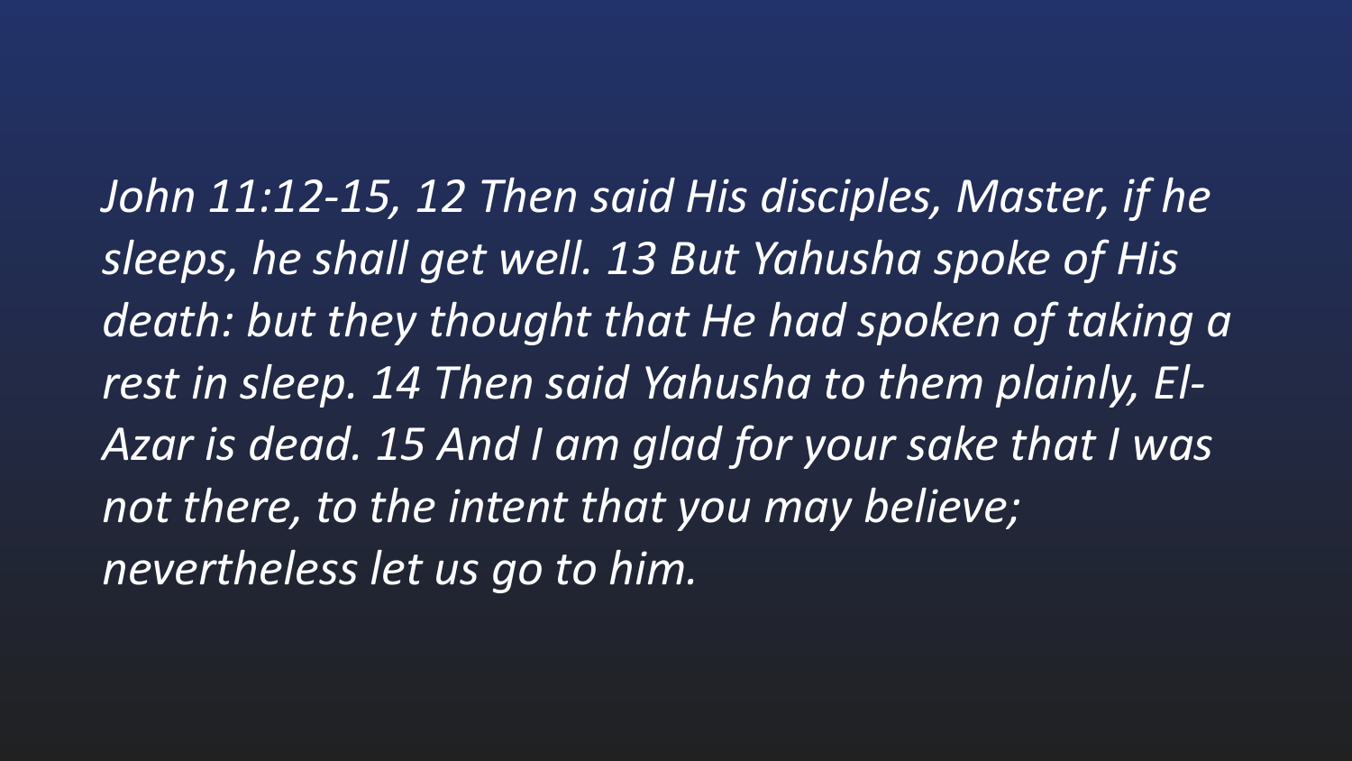*John 11:12-15, 12 Then said His disciples, Master, if he sleeps, he shall get well. 13 But Yahusha spoke of His death: but they thought that He had spoken of taking a rest in sleep. 14 Then said Yahusha to them plainly, El-Azar is dead. 15 And I am glad for your sake that I was not there, to the intent that you may believe; nevertheless let us go to him.*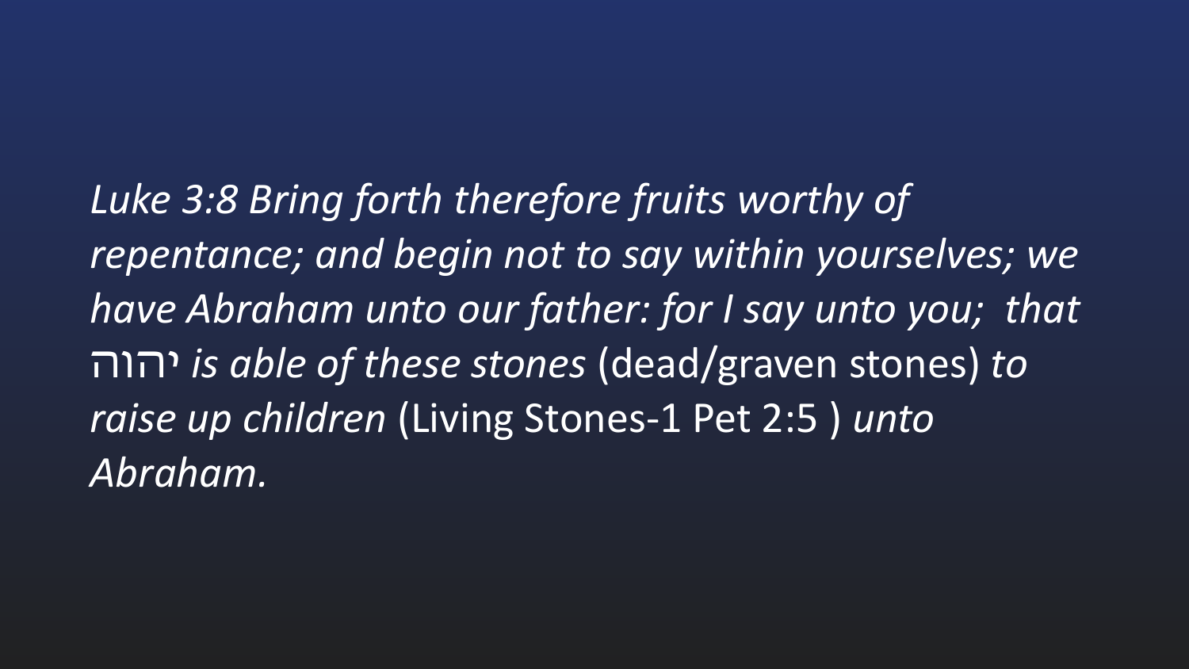*Luke 3:8 Bring forth therefore fruits worthy of repentance; and begin not to say within yourselves; we have Abraham unto our father: for I say unto you; that* יהוה *is able of these stones* (dead/graven stones) *to raise up children* (Living Stones-1 Pet 2:5 ) *unto Abraham.*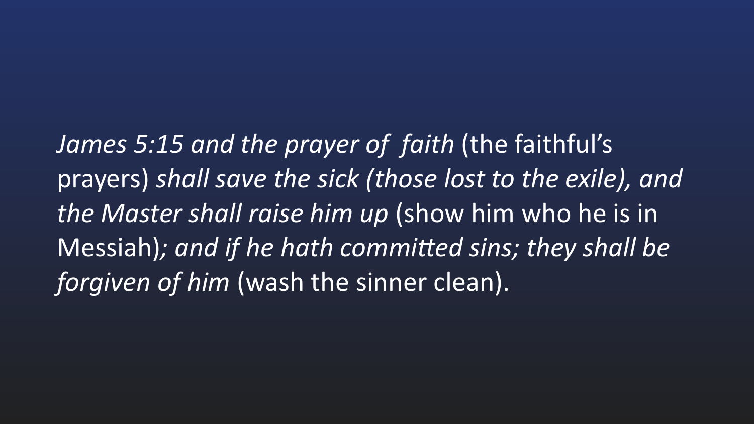*James 5:15 and the prayer of faith* (the faithful's prayers) *shall save the sick (those lost to the exile), and the Master shall raise him up* (show him who he is in Messiah)*; and if he hath committed sins; they shall be forgiven of him* (wash the sinner clean).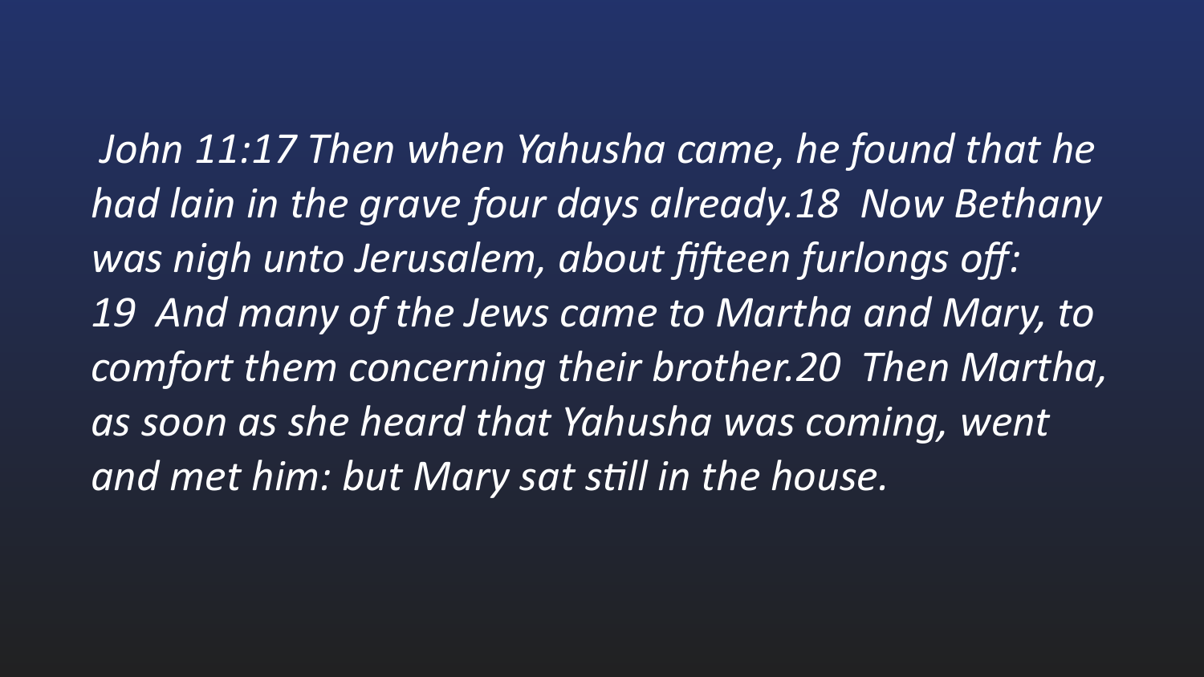*John 11:17 Then when Yahusha came, he found that he had lain in the grave four days already.18  Now Bethany was nigh unto Jerusalem, about fifteen furlongs off: 19  And many of the Jews came to Martha and Mary, to comfort them concerning their brother.20  Then Martha, as soon as she heard that Yahusha was coming, went and met him: but Mary sat still in the house.*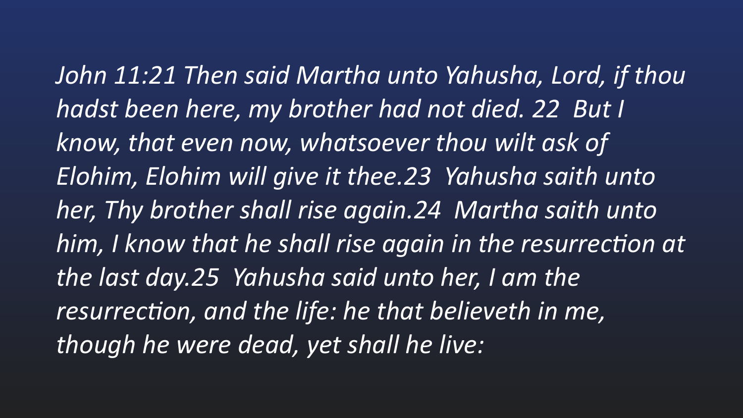*John 11:21 Then said Martha unto Yahusha, Lord, if thou hadst been here, my brother had not died. 22  But I know, that even now, whatsoever thou wilt ask of Elohim, Elohim will give it thee.23  Yahusha saith unto her, Thy brother shall rise again.24  Martha saith unto him, I know that he shall rise again in the resurrection at the last day.25  Yahusha said unto her, I am the resurrection, and the life: he that believeth in me, though he were dead, yet shall he live:*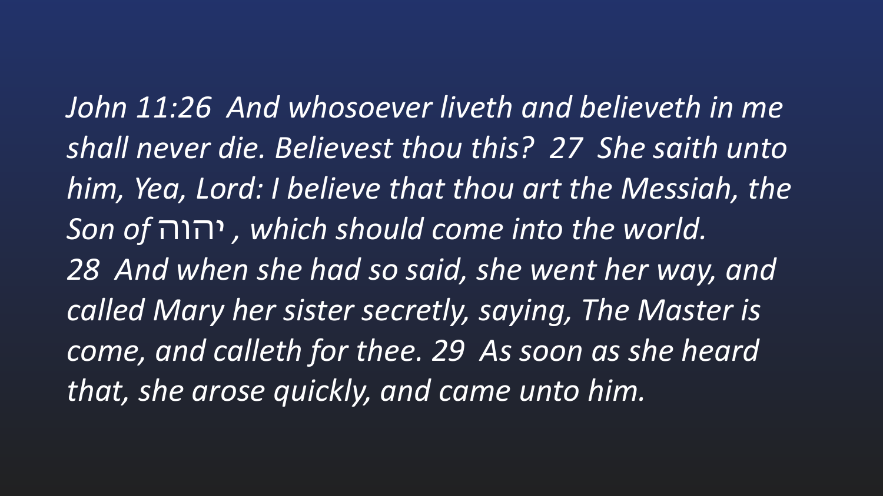*John 11:26 And whosoever liveth and believeth in me shall never die. Believest thou this? 27 She saith unto him, Yea, Lord: I believe that thou art the Messiah, the Son of* יהוה *, which should come into the world. 28 And when she had so said, she went her way, and called Mary her sister secretly, saying, The Master is come, and calleth for thee. 29 As soon as she heard that, she arose quickly, and came unto him.*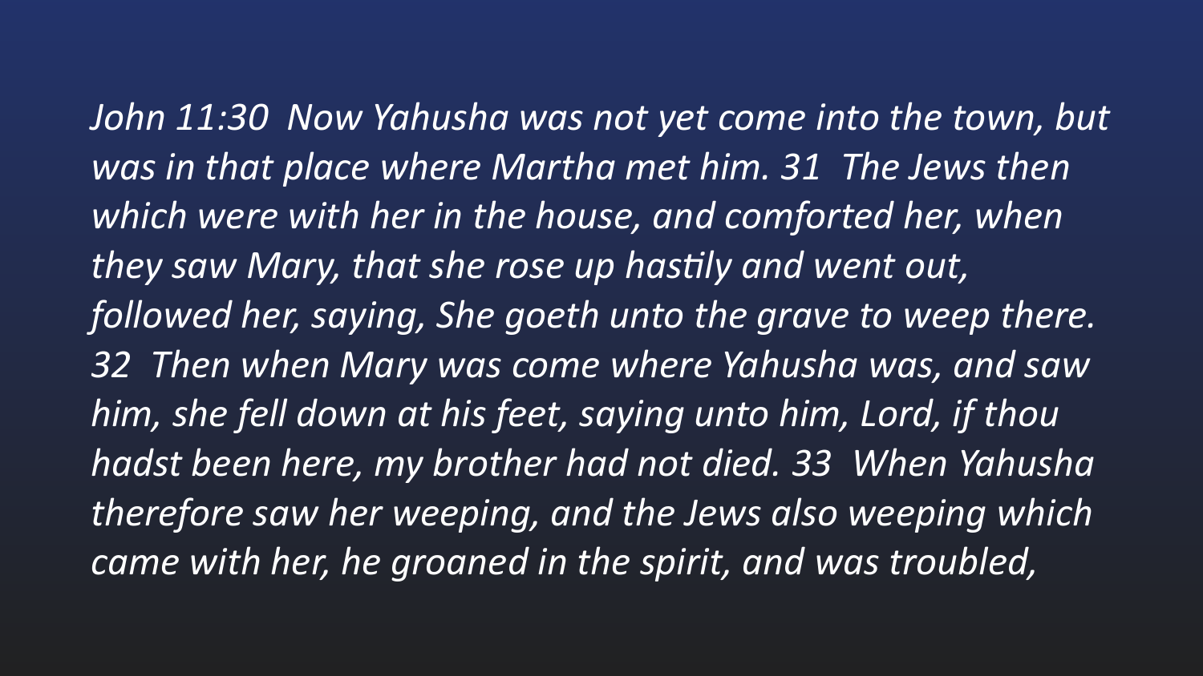*John 11:30 Now Yahusha was not yet come into the town, but was in that place where Martha met him. 31 The Jews then which were with her in the house, and comforted her, when they saw Mary, that she rose up hastily and went out, followed her, saying, She goeth unto the grave to weep there. 32 Then when Mary was come where Yahusha was, and saw him, she fell down at his feet, saying unto him, Lord, if thou hadst been here, my brother had not died. 33 When Yahusha therefore saw her weeping, and the Jews also weeping which came with her, he groaned in the spirit, and was troubled,*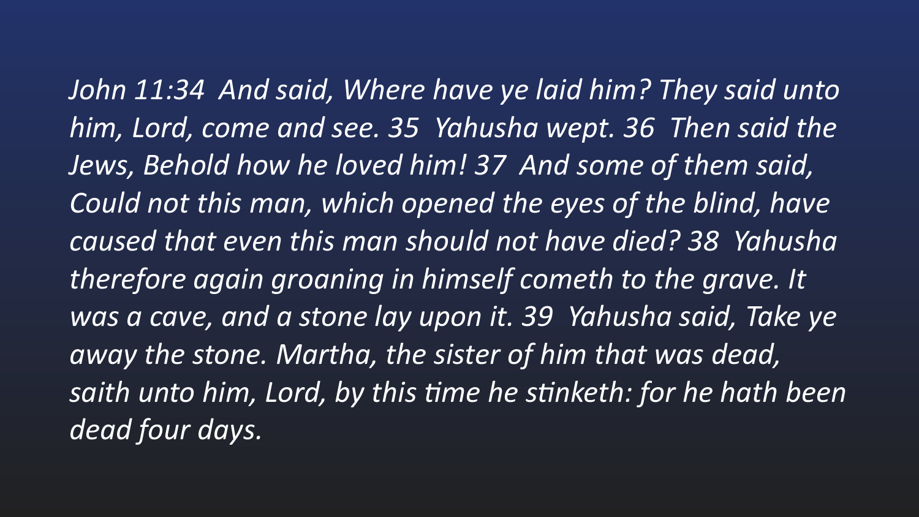*John 11:34 And said, Where have ye laid him? They said unto him, Lord, come and see. 35 Yahusha wept. 36 Then said the Jews, Behold how he loved him! 37 And some of them said, Could not this man, which opened the eyes of the blind, have caused that even this man should not have died? 38 Yahusha therefore again groaning in himself cometh to the grave. It was a cave, and a stone lay upon it. 39 Yahusha said, Take ye away the stone. Martha, the sister of him that was dead, saith unto him, Lord, by this time he stinketh: for he hath been dead four days.*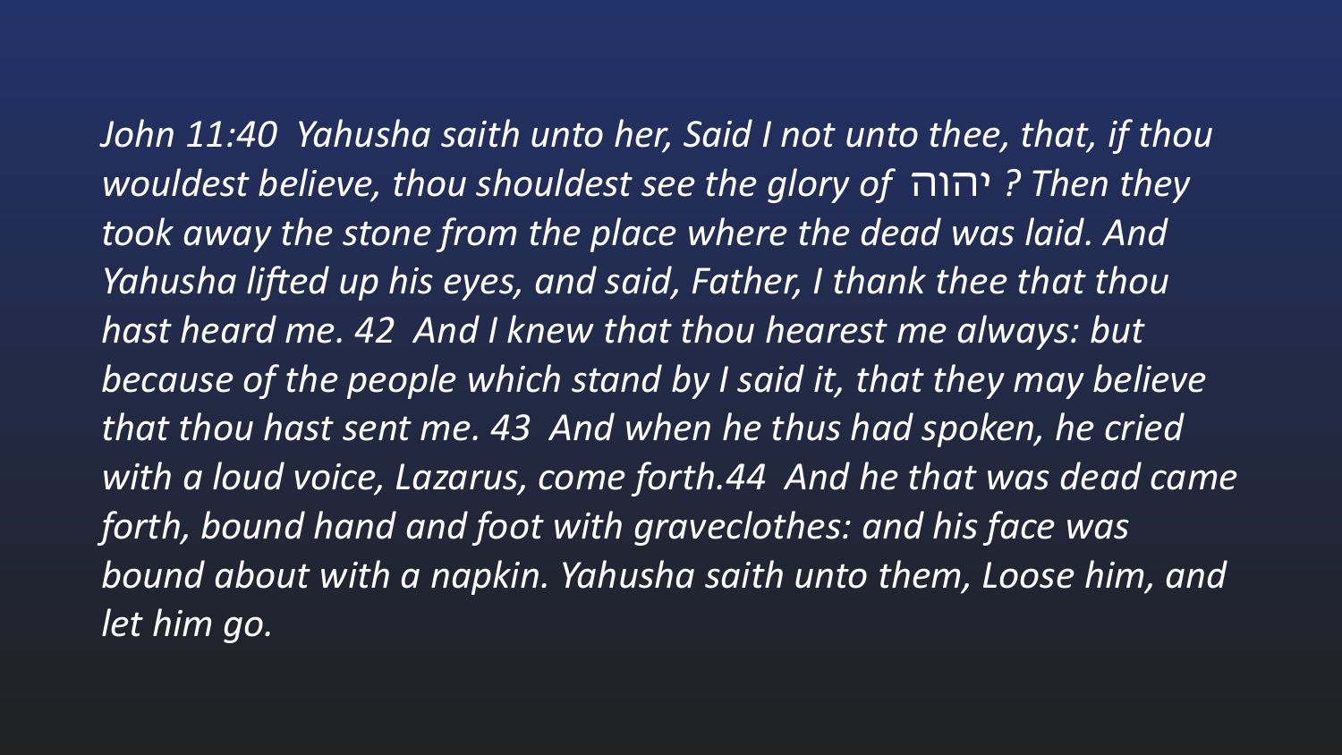*John 11:40  Yahusha saith unto her, Said I not unto thee, that, if thou wouldest believe, thou shouldest see the glory of יהוה ? Then they took away the stone from the place where the dead was laid. And Yahusha lifted up his eyes, and said, Father, I thank thee that thou hast heard me. 42  And I knew that thou hearest me always: but because of the people which stand by I said it, that they may believe that thou hast sent me. 43  And when he thus had spoken, he cried with a loud voice, Lazarus, come forth.44  And he that was dead came forth, bound hand and foot with graveclothes: and his face was bound about with a napkin. Yahusha saith unto them, Loose him, and let him go.*